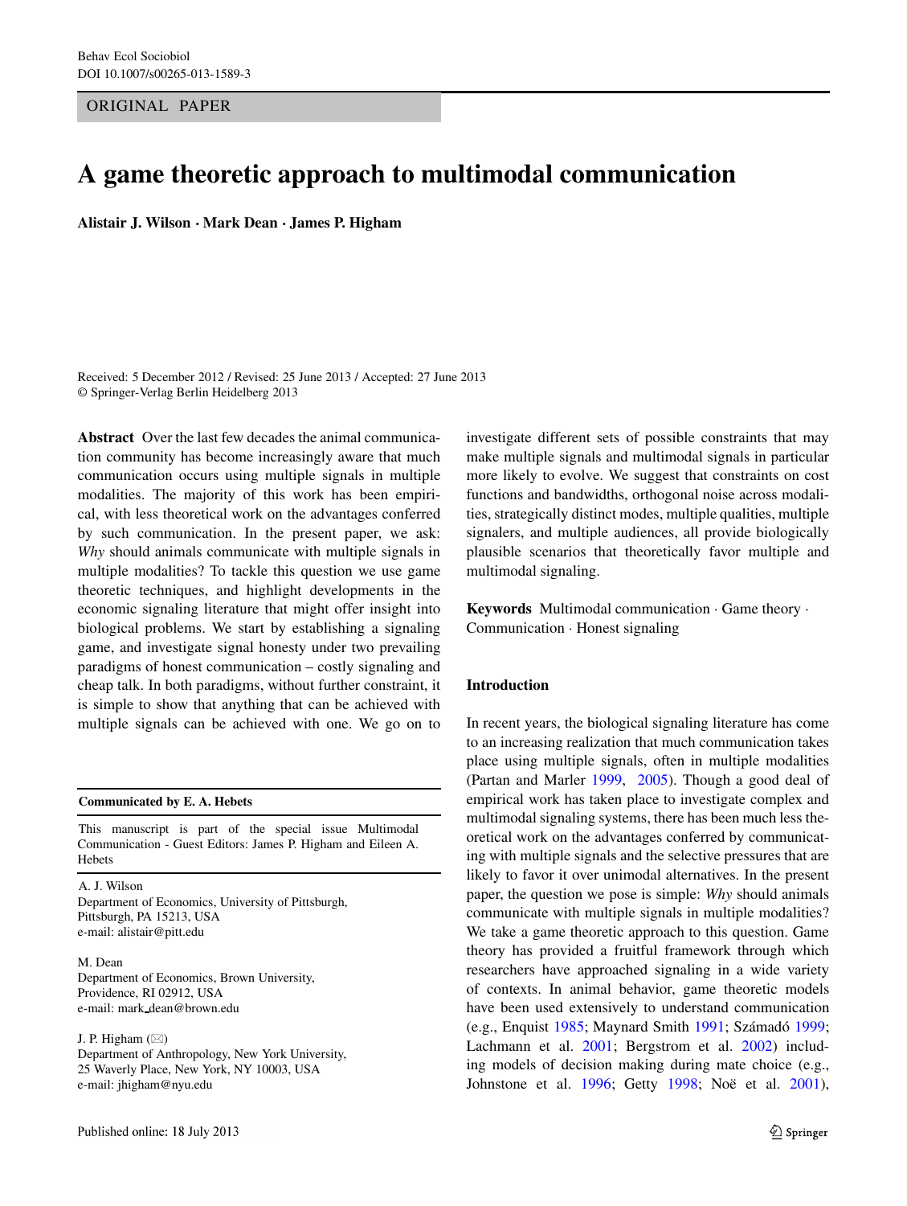ORIGINAL PAPER

# A game theoretic approach to multimodal communication

**Alistair J. Wilson · Mark Dean · James P. Higham**

Received: 5 December 2012 / Revised: 25 June 2013 / Accepted: 27 June 2013
© Springer-Verlag Berlin Heidelberg 2013

**Abstract** Over the last few decades the animal communication community has become increasingly aware that much communication occurs using multiple signals in multiple modalities. The majority of this work has been empirical, with less theoretical work on the advantages conferred by such communication. In the present paper, we ask: *Why* should animals communicate with multiple signals in multiple modalities? To tackle this question we use game theoretic techniques, and highlight developments in the economic signaling literature that might offer insight into biological problems. We start by establishing a signaling game, and investigate signal honesty under two prevailing paradigms of honest communication – costly signaling and cheap talk. In both paradigms, without further constraint, it is simple to show that anything that can be achieved with multiple signals can be achieved with one. We go on to investigate different sets of possible constraints that may make multiple signals and multimodal signals in particular more likely to evolve. We suggest that constraints on cost functions and bandwidths, orthogonal noise across modalities, strategically distinct modes, multiple qualities, multiple signalers, and multiple audiences, all provide biologically plausible scenarios that theoretically favor multiple and multimodal signaling.

**Keywords** Multimodal communication · Game theory · Communication · Honest signaling

**Communicated by E. A. Hebets**

This manuscript is part of the special issue Multimodal Communication - Guest Editors: James P. Higham and Eileen A. Hebets

A. J. Wilson
Department of Economics, University of Pittsburgh, Pittsburgh, PA 15213, USA
e-mail: alistair@pitt.edu

M. Dean
Department of Economics, Brown University, Providence, RI 02912, USA
e-mail: mark_dean@brown.edu

J. P. Higham (✉)
Department of Anthropology, New York University, 25 Waverly Place, New York, NY 10003, USA
e-mail: jhigham@nyu.edu

## Introduction

In recent years, the biological signaling literature has come to an increasing realization that much communication takes place using multiple signals, often in multiple modalities (Partan and Marler 1999, 2005). Though a good deal of empirical work has taken place to investigate complex and multimodal signaling systems, there has been much less theoretical work on the advantages conferred by communicating with multiple signals and the selective pressures that are likely to favor it over unimodal alternatives. In the present paper, the question we pose is simple: *Why* should animals communicate with multiple signals in multiple modalities? We take a game theoretic approach to this question. Game theory has provided a fruitful framework through which researchers have approached signaling in a wide variety of contexts. In animal behavior, game theoretic models have been used extensively to understand communication (e.g., Enquist 1985; Maynard Smith 1991; Számadó 1999; Lachmann et al. 2001; Bergstrom et al. 2002) including models of decision making during mate choice (e.g., Johnstone et al. 1996; Getty 1998; Noë et al. 2001),

Published online: 18 July 2013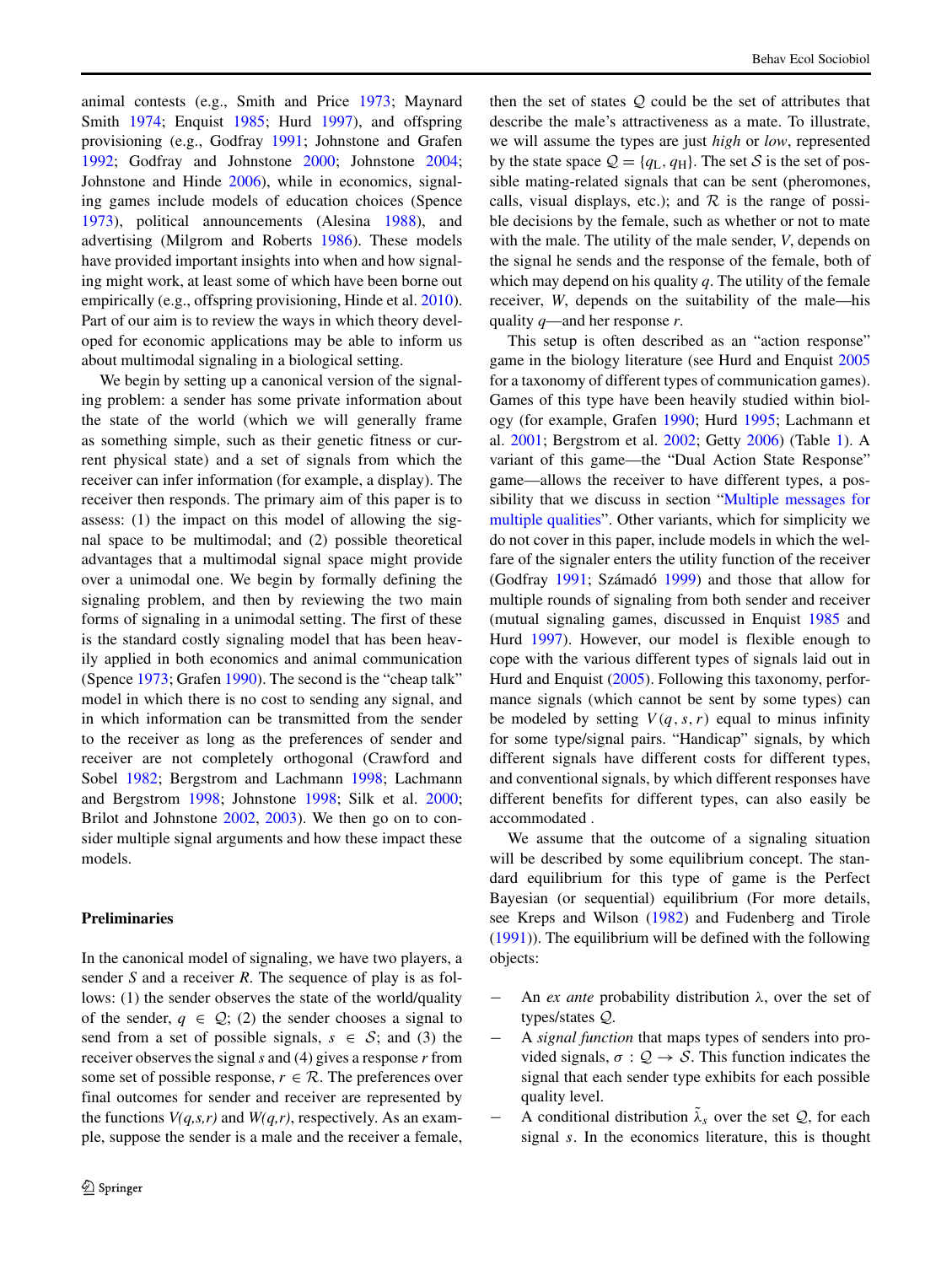animal contests (e.g., Smith and Price 1973; Maynard Smith 1974; Enquist 1985; Hurd 1997), and offspring provisioning (e.g., Godfray 1991; Johnstone and Grafen 1992; Godfray and Johnstone 2000; Johnstone 2004; Johnstone and Hinde 2006), while in economics, signaling games include models of education choices (Spence 1973), political announcements (Alesina 1988), and advertising (Milgrom and Roberts 1986). These models have provided important insights into when and how signaling might work, at least some of which have been borne out empirically (e.g., offspring provisioning, Hinde et al. 2010). Part of our aim is to review the ways in which theory developed for economic applications may be able to inform us about multimodal signaling in a biological setting.

We begin by setting up a canonical version of the signaling problem: a sender has some private information about the state of the world (which we will generally frame as something simple, such as their genetic fitness or current physical state) and a set of signals from which the receiver can infer information (for example, a display). The receiver then responds. The primary aim of this paper is to assess: (1) the impact on this model of allowing the signal space to be multimodal; and (2) possible theoretical advantages that a multimodal signal space might provide over a unimodal one. We begin by formally defining the signaling problem, and then by reviewing the two main forms of signaling in a unimodal setting. The first of these is the standard costly signaling model that has been heavily applied in both economics and animal communication (Spence 1973; Grafen 1990). The second is the "cheap talk" model in which there is no cost to sending any signal, and in which information can be transmitted from the sender to the receiver as long as the preferences of sender and receiver are not completely orthogonal (Crawford and Sobel 1982; Bergstrom and Lachmann 1998; Lachmann and Bergstrom 1998; Johnstone 1998; Silk et al. 2000; Brilot and Johnstone 2002, 2003). We then go on to consider multiple signal arguments and how these impact these models.

## Preliminaries

In the canonical model of signaling, we have two players, a sender $S$ and a receiver $R$. The sequence of play is as follows: (1) the sender observes the state of the world/quality of the sender, $q \in \mathcal{Q}$; (2) the sender chooses a signal to send from a set of possible signals, $s \in \mathcal{S}$; and (3) the receiver observes the signal $s$ and (4) gives a response $r$ from some set of possible response, $r \in \mathcal{R}$. The preferences over final outcomes for sender and receiver are represented by the functions $V(q,s,r)$ and $W(q,r)$, respectively. As an example, suppose the sender is a male and the receiver a female, then the set of states $\mathcal{Q}$ could be the set of attributes that describe the male's attractiveness as a mate. To illustrate, we will assume the types are just *high* or *low*, represented by the state space $\mathcal{Q} = \{q_L, q_H\}$. The set $\mathcal{S}$ is the set of possible mating-related signals that can be sent (pheromones, calls, visual displays, etc.); and $\mathcal{R}$ is the range of possible decisions by the female, such as whether or not to mate with the male. The utility of the male sender, $V$, depends on the signal he sends and the response of the female, both of which may depend on his quality $q$. The utility of the female receiver, $W$, depends on the suitability of the male—his quality $q$—and her response $r$.

This setup is often described as an "action response" game in the biology literature (see Hurd and Enquist 2005 for a taxonomy of different types of communication games). Games of this type have been heavily studied within biology (for example, Grafen 1990; Hurd 1995; Lachmann et al. 2001; Bergstrom et al. 2002; Getty 2006) (Table 1). A variant of this game—the "Dual Action State Response" game—allows the receiver to have different types, a possibility that we discuss in section "Multiple messages for multiple qualities". Other variants, which for simplicity we do not cover in this paper, include models in which the welfare of the signaler enters the utility function of the receiver (Godfray 1991; Számadó 1999) and those that allow for multiple rounds of signaling from both sender and receiver (mutual signaling games, discussed in Enquist 1985 and Hurd 1997). However, our model is flexible enough to cope with the various different types of signals laid out in Hurd and Enquist (2005). Following this taxonomy, performance signals (which cannot be sent by some types) can be modeled by setting $V(q,s,r)$ equal to minus infinity for some type/signal pairs. "Handicap" signals, by which different signals have different costs for different types, and conventional signals, by which different responses have different benefits for different types, can also easily be accommodated .

We assume that the outcome of a signaling situation will be described by some equilibrium concept. The standard equilibrium for this type of game is the Perfect Bayesian (or sequential) equilibrium (For more details, see Kreps and Wilson (1982) and Fudenberg and Tirole (1991)). The equilibrium will be defined with the following objects:

- An *ex ante* probability distribution $\lambda$, over the set of types/states $\mathcal{Q}$.
- A *signal function* that maps types of senders into provided signals, $\sigma : \mathcal{Q} \rightarrow \mathcal{S}$. This function indicates the signal that each sender type exhibits for each possible quality level.
- A conditional distribution $\tilde{\lambda}_s$ over the set $\mathcal{Q}$, for each signal $s$. In the economics literature, this is thought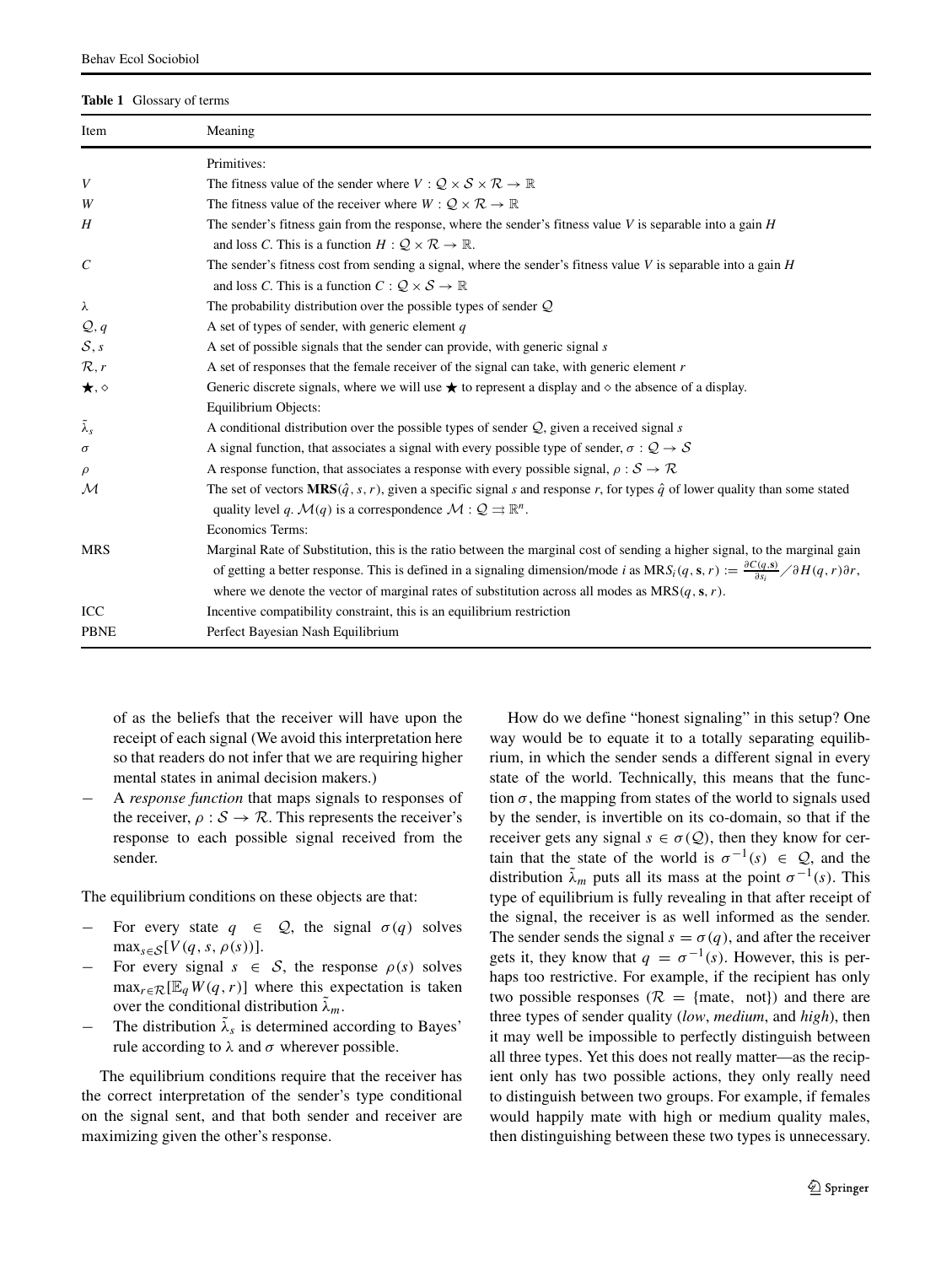**Table 1** Glossary of terms

| Item | Meaning |
|---|---|
| | Primitives: |
| $V$ | The fitness value of the sender where $V : \mathcal{Q} \times \mathcal{S} \times \mathcal{R} \to \mathbb{R}$ |
| $W$ | The fitness value of the receiver where $W : \mathcal{Q} \times \mathcal{R} \to \mathbb{R}$ |
| $H$ | The sender's fitness gain from the response, where the sender's fitness value $V$ is separable into a gain $H$ and loss $C$. This is a function $H : \mathcal{Q} \times \mathcal{R} \to \mathbb{R}$. |
| $C$ | The sender's fitness cost from sending a signal, where the sender's fitness value $V$ is separable into a gain $H$ and loss $C$. This is a function $C : \mathcal{Q} \times \mathcal{S} \to \mathbb{R}$ |
| $\lambda$ | The probability distribution over the possible types of sender $\mathcal{Q}$ |
| $\mathcal{Q}, q$ | A set of types of sender, with generic element $q$ |
| $\mathcal{S}, s$ | A set of possible signals that the sender can provide, with generic signal $s$ |
| $\mathcal{R}, r$ | A set of responses that the female receiver of the signal can take, with generic element $r$ |
| $\bigstar, \diamond$ | Generic discrete signals, where we will use $\bigstar$ to represent a display and $\diamond$ the absence of a display. |
| | Equilibrium Objects: |
| $\tilde{\lambda}_s$ | A conditional distribution over the possible types of sender $\mathcal{Q}$, given a received signal $s$ |
| $\sigma$ | A signal function, that associates a signal with every possible type of sender, $\sigma : \mathcal{Q} \to \mathcal{S}$ |
| $\rho$ | A response function, that associates a response with every possible signal, $\rho : \mathcal{S} \to \mathcal{R}$ |
| $\mathcal{M}$ | The set of vectors $\mathbf{MRS}(\hat{q}, s, r)$, given a specific signal $s$ and response $r$, for types $\hat{q}$ of lower quality than some stated quality level $q$. $\mathcal{M}(q)$ is a correspondence $\mathcal{M} : \mathcal{Q} \rightrightarrows \mathbb{R}^n$. |
| | Economics Terms: |
| MRS | Marginal Rate of Substitution, this is the ratio between the marginal cost of sending a higher signal, to the marginal gain of getting a better response. This is defined in a signaling dimension/mode $i$ as $\text{MRS}_i(q, \mathbf{s}, r) := \frac{\partial C(q,\mathbf{s})}{\partial s_i} \big/ \partial H(q, r)\partial r$, where we denote the vector of marginal rates of substitution across all modes as $\text{MRS}(q, \mathbf{s}, r)$. |
| ICC | Incentive compatibility constraint, this is an equilibrium restriction |
| PBNE | Perfect Bayesian Nash Equilibrium |

of as the beliefs that the receiver will have upon the receipt of each signal (We avoid this interpretation here so that readers do not infer that we are requiring higher mental states in animal decision makers.)

- A *response function* that maps signals to responses of the receiver, $\rho : \mathcal{S} \to \mathcal{R}$. This represents the receiver's response to each possible signal received from the sender.

The equilibrium conditions on these objects are that:

- For every state $q \in \mathcal{Q}$, the signal $\sigma(q)$ solves $\max_{s \in \mathcal{S}}[V(q, s, \rho(s))]$.
- For every signal $s \in \mathcal{S}$, the response $\rho(s)$ solves $\max_{r \in \mathcal{R}}[\mathbb{E}_q W(q, r)]$ where this expectation is taken over the conditional distribution $\tilde{\lambda}_m$.
- The distribution $\tilde{\lambda}_s$ is determined according to Bayes' rule according to $\lambda$ and $\sigma$ wherever possible.

The equilibrium conditions require that the receiver has the correct interpretation of the sender's type conditional on the signal sent, and that both sender and receiver are maximizing given the other's response.

How do we define "honest signaling" in this setup? One way would be to equate it to a totally separating equilibrium, in which the sender sends a different signal in every state of the world. Technically, this means that the function $\sigma$, the mapping from states of the world to signals used by the sender, is invertible on its co-domain, so that if the receiver gets any signal $s \in \sigma(\mathcal{Q})$, then they know for certain that the state of the world is $\sigma^{-1}(s) \in \mathcal{Q}$, and the distribution $\tilde{\lambda}_m$ puts all its mass at the point $\sigma^{-1}(s)$. This type of equilibrium is fully revealing in that after receipt of the signal, the receiver is as well informed as the sender. The sender sends the signal $s = \sigma(q)$, and after the receiver gets it, they know that $q = \sigma^{-1}(s)$. However, this is perhaps too restrictive. For example, if the recipient has only two possible responses ($\mathcal{R} = \{\text{mate}, \text{ not}\}$) and there are three types of sender quality (*low*, *medium*, and *high*), then it may well be impossible to perfectly distinguish between all three types. Yet this does not really matter—as the recipient only has two possible actions, they only really need to distinguish between two groups. For example, if females would happily mate with high or medium quality males, then distinguishing between these two types is unnecessary.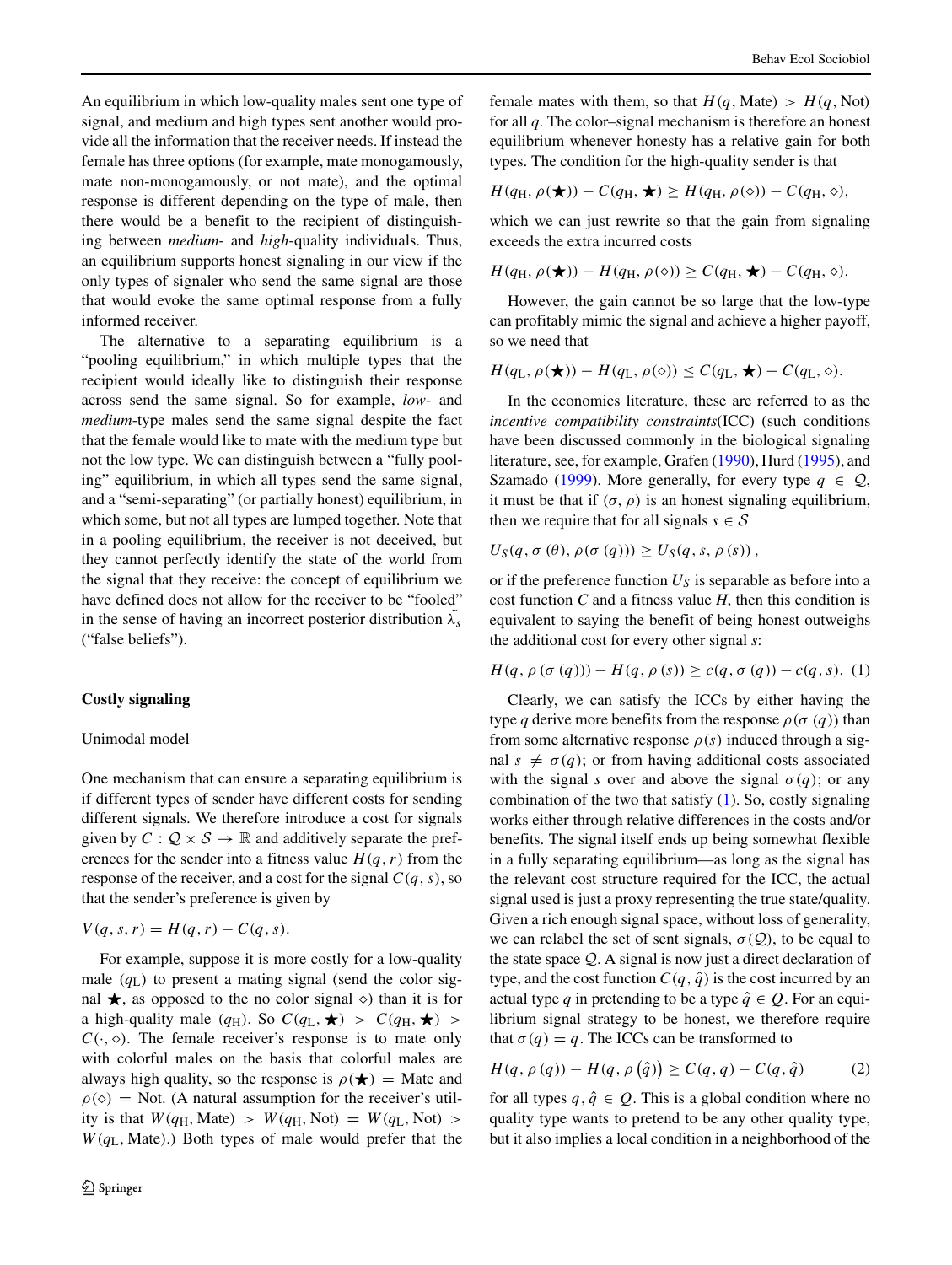An equilibrium in which low-quality males sent one type of signal, and medium and high types sent another would provide all the information that the receiver needs. If instead the female has three options (for example, mate monogamously, mate non-monogamously, or not mate), and the optimal response is different depending on the type of male, then there would be a benefit to the recipient of distinguishing between *medium*- and *high*-quality individuals. Thus, an equilibrium supports honest signaling in our view if the only types of signaler who send the same signal are those that would evoke the same optimal response from a fully informed receiver.

The alternative to a separating equilibrium is a "pooling equilibrium," in which multiple types that the recipient would ideally like to distinguish their response across send the same signal. So for example, *low*- and *medium*-type males send the same signal despite the fact that the female would like to mate with the medium type but not the low type. We can distinguish between a "fully pooling" equilibrium, in which all types send the same signal, and a "semi-separating" (or partially honest) equilibrium, in which some, but not all types are lumped together. Note that in a pooling equilibrium, the receiver is not deceived, but they cannot perfectly identify the state of the world from the signal that they receive: the concept of equilibrium we have defined does not allow for the receiver to be "fooled" in the sense of having an incorrect posterior distribution $\tilde{\lambda}_s$ ("false beliefs").

## Costly signaling

### Unimodal model

One mechanism that can ensure a separating equilibrium is if different types of sender have different costs for sending different signals. We therefore introduce a cost for signals given by $C : \mathcal{Q} \times \mathcal{S} \rightarrow \mathbb{R}$ and additively separate the preferences for the sender into a fitness value $H(q, r)$ from the response of the receiver, and a cost for the signal $C(q, s)$, so that the sender's preference is given by

$$V(q, s, r) = H(q, r) - C(q, s).$$

For example, suppose it is more costly for a low-quality male ($q_{\mathrm{L}}$) to present a mating signal (send the color signal $\bigstar$, as opposed to the no color signal $\diamond$) than it is for a high-quality male ($q_{\mathrm{H}}$). So $C(q_{\mathrm{L}}, \bigstar) > C(q_{\mathrm{H}}, \bigstar) > C(\cdot, \diamond)$. The female receiver's response is to mate only with colorful males on the basis that colorful males are always high quality, so the response is $\rho(\bigstar) = \text{Mate}$ and $\rho(\diamond) = \text{Not}$. (A natural assumption for the receiver's utility is that $W(q_{\mathrm{H}}, \text{Mate}) > W(q_{\mathrm{H}}, \text{Not}) = W(q_{\mathrm{L}}, \text{Not}) > W(q_{\mathrm{L}}, \text{Mate})$.) Both types of male would prefer that the female mates with them, so that $H(q, \text{Mate}) > H(q, \text{Not})$ for all $q$. The color–signal mechanism is therefore an honest equilibrium whenever honesty has a relative gain for both types. The condition for the high-quality sender is that

$$H(q_{\mathrm{H}}, \rho(\bigstar)) - C(q_{\mathrm{H}}, \bigstar) \geq H(q_{\mathrm{H}}, \rho(\diamond)) - C(q_{\mathrm{H}}, \diamond),$$

which we can just rewrite so that the gain from signaling exceeds the extra incurred costs

$$H(q_{\mathrm{H}}, \rho(\bigstar)) - H(q_{\mathrm{H}}, \rho(\diamond)) \geq C(q_{\mathrm{H}}, \bigstar) - C(q_{\mathrm{H}}, \diamond).$$

However, the gain cannot be so large that the low-type can profitably mimic the signal and achieve a higher payoff, so we need that

$$H(q_{\mathrm{L}}, \rho(\bigstar)) - H(q_{\mathrm{L}}, \rho(\diamond)) \leq C(q_{\mathrm{L}}, \bigstar) - C(q_{\mathrm{L}}, \diamond).$$

In the economics literature, these are referred to as the *incentive compatibility constraints*(ICC) (such conditions have been discussed commonly in the biological signaling literature, see, for example, Grafen (1990), Hurd (1995), and Szamado (1999). More generally, for every type $q \in \mathcal{Q}$, it must be that if $(\sigma, \rho)$ is an honest signaling equilibrium, then we require that for all signals $s \in \mathcal{S}$

$$U_S(q, \sigma(\theta), \rho(\sigma(q))) \geq U_S(q, s, \rho(s)),$$

or if the preference function $U_S$ is separable as before into a cost function $C$ and a fitness value $H$, then this condition is equivalent to saying the benefit of being honest outweighs the additional cost for every other signal $s$:

$$H(q, \rho(\sigma(q))) - H(q, \rho(s)) \geq c(q, \sigma(q)) - c(q, s). \quad (1)$$

Clearly, we can satisfy the ICCs by either having the type $q$ derive more benefits from the response $\rho(\sigma(q))$ than from some alternative response $\rho(s)$ induced through a signal $s \neq \sigma(q)$; or from having additional costs associated with the signal $s$ over and above the signal $\sigma(q)$; or any combination of the two that satisfy (1). So, costly signaling works either through relative differences in the costs and/or benefits. The signal itself ends up being somewhat flexible in a fully separating equilibrium—as long as the signal has the relevant cost structure required for the ICC, the actual signal used is just a proxy representing the true state/quality. Given a rich enough signal space, without loss of generality, we can relabel the set of sent signals, $\sigma(\mathcal{Q})$, to be equal to the state space $\mathcal{Q}$. A signal is now just a direct declaration of type, and the cost function $C(q, \hat{q})$ is the cost incurred by an actual type $q$ in pretending to be a type $\hat{q} \in \mathcal{Q}$. For an equilibrium signal strategy to be honest, we therefore require that $\sigma(q) = q$. The ICCs can be transformed to

$$H(q, \rho(q)) - H(q, \rho(\hat{q})) \geq C(q, q) - C(q, \hat{q}) \quad (2)$$

for all types $q, \hat{q} \in \mathcal{Q}$. This is a global condition where no quality type wants to pretend to be any other quality type, but it also implies a local condition in a neighborhood of the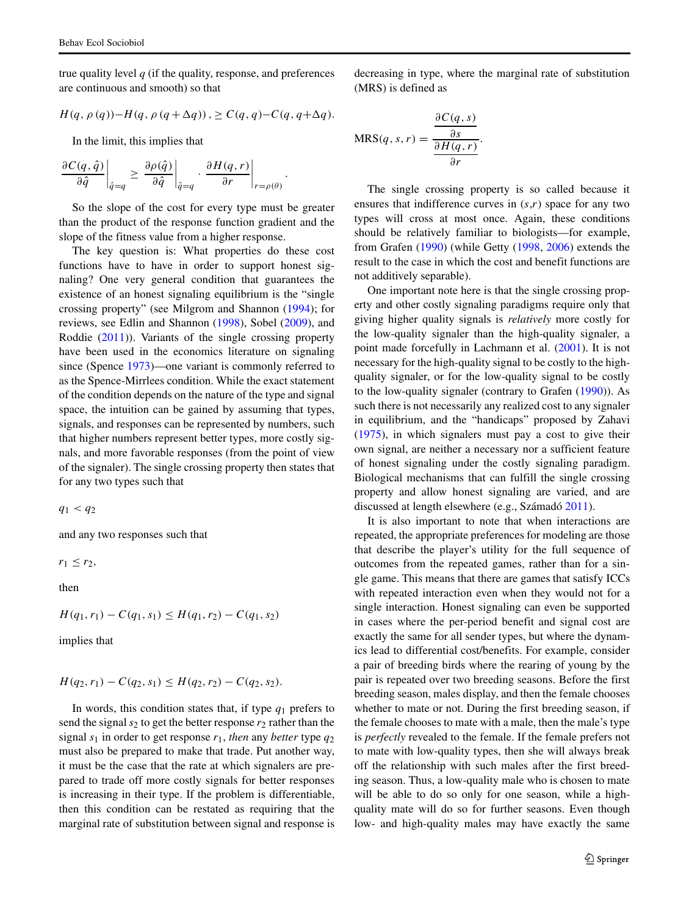true quality level $q$ (if the quality, response, and preferences are continuous and smooth) so that

$$H(q, \rho(q)) - H(q, \rho(q+\Delta q)), \geq C(q, q) - C(q, q+\Delta q).$$

In the limit, this implies that

$$\left.\frac{\partial C(q, \hat{q})}{\partial \hat{q}}\right|_{\hat{q}=q} \geq \left.\frac{\partial \rho(\hat{q})}{\partial \hat{q}}\right|_{\hat{q}=q} \cdot \left.\frac{\partial H(q, r)}{\partial r}\right|_{r=\rho(\theta)}.$$

So the slope of the cost for every type must be greater than the product of the response function gradient and the slope of the fitness value from a higher response.

The key question is: What properties do these cost functions have to have in order to support honest signaling? One very general condition that guarantees the existence of an honest signaling equilibrium is the "single crossing property" (see Milgrom and Shannon (1994); for reviews, see Edlin and Shannon (1998), Sobel (2009), and Roddie (2011)). Variants of the single crossing property have been used in the economics literature on signaling since (Spence 1973)—one variant is commonly referred to as the Spence-Mirrlees condition. While the exact statement of the condition depends on the nature of the type and signal space, the intuition can be gained by assuming that types, signals, and responses can be represented by numbers, such that higher numbers represent better types, more costly signals, and more favorable responses (from the point of view of the signaler). The single crossing property then states that for any two types such that

$q_1 < q_2$

and any two responses such that

$r_1 \leq r_2$,

then

$$H(q_1, r_1) - C(q_1, s_1) \leq H(q_1, r_2) - C(q_1, s_2)$$

implies that

$$H(q_2, r_1) - C(q_2, s_1) \leq H(q_2, r_2) - C(q_2, s_2).$$

In words, this condition states that, if type $q_1$ prefers to send the signal $s_2$ to get the better response $r_2$ rather than the signal $s_1$ in order to get response $r_1$, *then* any *better* type $q_2$ must also be prepared to make that trade. Put another way, it must be the case that the rate at which signalers are prepared to trade off more costly signals for better responses is increasing in their type. If the problem is differentiable, then this condition can be restated as requiring that the marginal rate of substitution between signal and response is decreasing in type, where the marginal rate of substitution (MRS) is defined as

$$\text{MRS}(q, s, r) = \frac{\dfrac{\partial C(q, s)}{\partial s}}{\dfrac{\partial H(q, r)}{\partial r}}.$$

The single crossing property is so called because it ensures that indifference curves in ($s$,$r$) space for any two types will cross at most once. Again, these conditions should be relatively familiar to biologists—for example, from Grafen (1990) (while Getty (1998, 2006) extends the result to the case in which the cost and benefit functions are not additively separable).

One important note here is that the single crossing property and other costly signaling paradigms require only that giving higher quality signals is *relatively* more costly for the low-quality signaler than the high-quality signaler, a point made forcefully in Lachmann et al. (2001). It is not necessary for the high-quality signal to be costly to the high-quality signaler, or for the low-quality signal to be costly to the low-quality signaler (contrary to Grafen (1990)). As such there is not necessarily any realized cost to any signaler in equilibrium, and the "handicaps" proposed by Zahavi (1975), in which signalers must pay a cost to give their own signal, are neither a necessary nor a sufficient feature of honest signaling under the costly signaling paradigm. Biological mechanisms that can fulfill the single crossing property and allow honest signaling are varied, and are discussed at length elsewhere (e.g., Számadó 2011).

It is also important to note that when interactions are repeated, the appropriate preferences for modeling are those that describe the player's utility for the full sequence of outcomes from the repeated games, rather than for a single game. This means that there are games that satisfy ICCs with repeated interaction even when they would not for a single interaction. Honest signaling can even be supported in cases where the per-period benefit and signal cost are exactly the same for all sender types, but where the dynamics lead to differential cost/benefits. For example, consider a pair of breeding birds where the rearing of young by the pair is repeated over two breeding seasons. Before the first breeding season, males display, and then the female chooses whether to mate or not. During the first breeding season, if the female chooses to mate with a male, then the male's type is *perfectly* revealed to the female. If the female prefers not to mate with low-quality types, then she will always break off the relationship with such males after the first breeding season. Thus, a low-quality male who is chosen to mate will be able to do so only for one season, while a high-quality mate will do so for further seasons. Even though low- and high-quality males may have exactly the same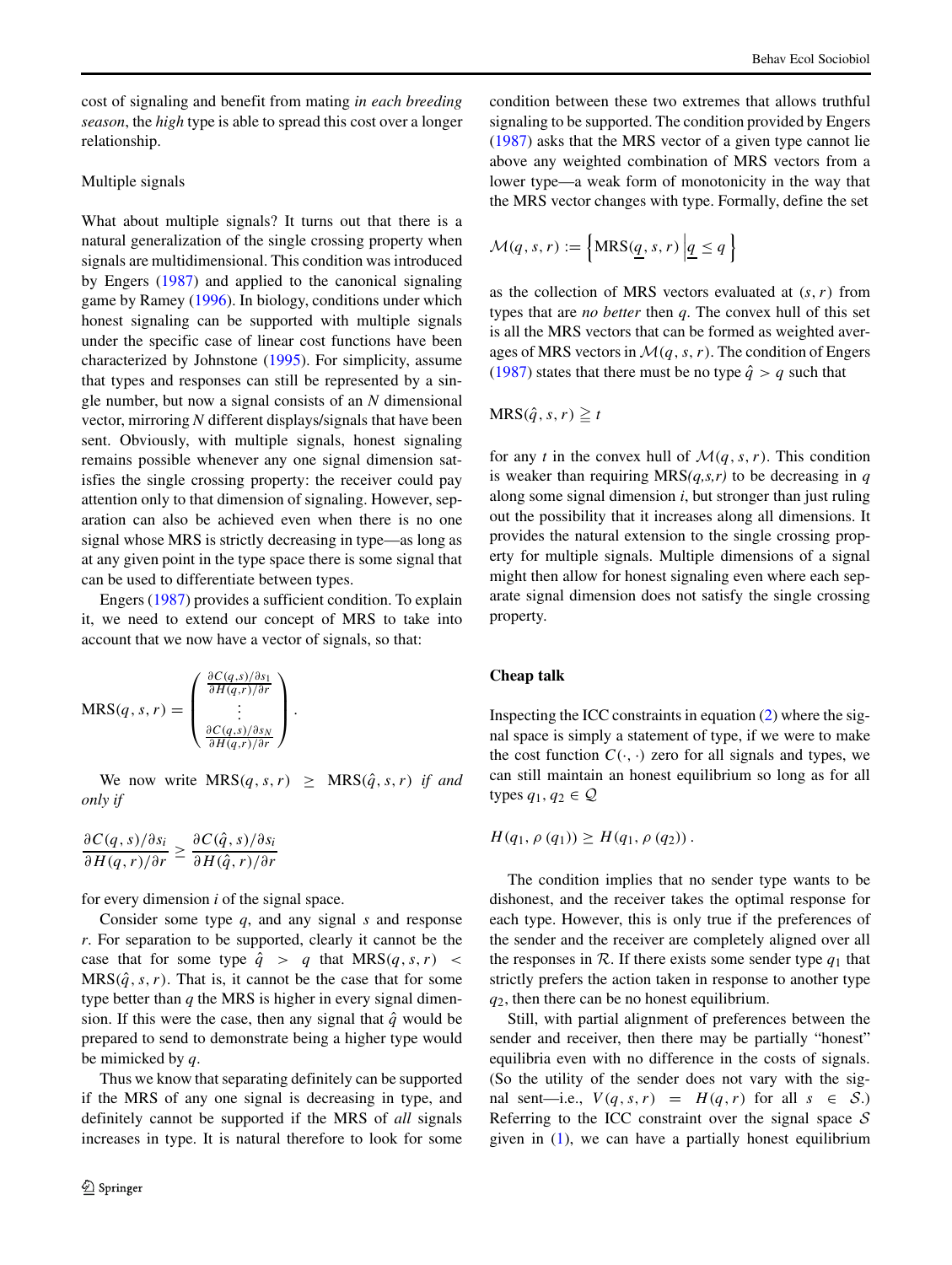cost of signaling and benefit from mating *in each breeding season*, the *high* type is able to spread this cost over a longer relationship.

### Multiple signals

What about multiple signals? It turns out that there is a natural generalization of the single crossing property when signals are multidimensional. This condition was introduced by Engers (1987) and applied to the canonical signaling game by Ramey (1996). In biology, conditions under which honest signaling can be supported with multiple signals under the specific case of linear cost functions have been characterized by Johnstone (1995). For simplicity, assume that types and responses can still be represented by a single number, but now a signal consists of an $N$ dimensional vector, mirroring $N$ different displays/signals that have been sent. Obviously, with multiple signals, honest signaling remains possible whenever any one signal dimension satisfies the single crossing property: the receiver could pay attention only to that dimension of signaling. However, separation can also be achieved even when there is no one signal whose MRS is strictly decreasing in type—as long as at any given point in the type space there is some signal that can be used to differentiate between types.

Engers (1987) provides a sufficient condition. To explain it, we need to extend our concept of MRS to take into account that we now have a vector of signals, so that:

$$\text{MRS}(q, s, r) = \begin{pmatrix} \frac{\partial C(q,s)/\partial s_1}{\partial H(q,r)/\partial r} \\ \vdots \\ \frac{\partial C(q,s)/\partial s_N}{\partial H(q,r)/\partial r} \end{pmatrix}.$$

We now write $\text{MRS}(q, s, r) \geq \text{MRS}(\hat{q}, s, r)$ *if and only if*

$$\frac{\partial C(q, s)/\partial s_i}{\partial H(q, r)/\partial r} \geq \frac{\partial C(\hat{q}, s)/\partial s_i}{\partial H(\hat{q}, r)/\partial r}$$

for every dimension $i$ of the signal space.

Consider some type $q$, and any signal $s$ and response $r$. For separation to be supported, clearly it cannot be the case that for some type $\hat{q} > q$ that $\text{MRS}(q, s, r) < \text{MRS}(\hat{q}, s, r)$. That is, it cannot be the case that for some type better than $q$ the MRS is higher in every signal dimension. If this were the case, then any signal that $\hat{q}$ would be prepared to send to demonstrate being a higher type would be mimicked by $q$.

Thus we know that separating definitely can be supported if the MRS of any one signal is decreasing in type, and definitely cannot be supported if the MRS of *all* signals increases in type. It is natural therefore to look for some condition between these two extremes that allows truthful signaling to be supported. The condition provided by Engers (1987) asks that the MRS vector of a given type cannot lie above any weighted combination of MRS vectors from a lower type—a weak form of monotonicity in the way that the MRS vector changes with type. Formally, define the set

$$\mathcal{M}(q, s, r) := \left\{ \text{MRS}(\underline{q}, s, r) \,\middle|\, \underline{q} \leq q \right\}$$

as the collection of MRS vectors evaluated at $(s, r)$ from types that are *no better* then $q$. The convex hull of this set is all the MRS vectors that can be formed as weighted averages of MRS vectors in $\mathcal{M}(q, s, r)$. The condition of Engers (1987) states that there must be no type $\hat{q} > q$ such that

$$\text{MRS}(\hat{q}, s, r) \geqq t$$

for any $t$ in the convex hull of $\mathcal{M}(q, s, r)$. This condition is weaker than requiring *MRS(q,s,r)* to be decreasing in $q$ along some signal dimension $i$, but stronger than just ruling out the possibility that it increases along all dimensions. It provides the natural extension to the single crossing property for multiple signals. Multiple dimensions of a signal might then allow for honest signaling even where each separate signal dimension does not satisfy the single crossing property.

### Cheap talk

Inspecting the ICC constraints in equation (2) where the signal space is simply a statement of type, if we were to make the cost function $C(\cdot, \cdot)$ zero for all signals and types, we can still maintain an honest equilibrium so long as for all types $q_1, q_2 \in \mathcal{Q}$

$$H(q_1, \rho(q_1)) \geq H(q_1, \rho(q_2)).$$

The condition implies that no sender type wants to be dishonest, and the receiver takes the optimal response for each type. However, this is only true if the preferences of the sender and the receiver are completely aligned over all the responses in $\mathcal{R}$. If there exists some sender type $q_1$ that strictly prefers the action taken in response to another type $q_2$, then there can be no honest equilibrium.

Still, with partial alignment of preferences between the sender and receiver, then there may be partially "honest" equilibria even with no difference in the costs of signals. (So the utility of the sender does not vary with the signal sent—i.e., $V(q, s, r) = H(q, r)$ for all $s \in \mathcal{S}$.) Referring to the ICC constraint over the signal space $\mathcal{S}$ given in (1), we can have a partially honest equilibrium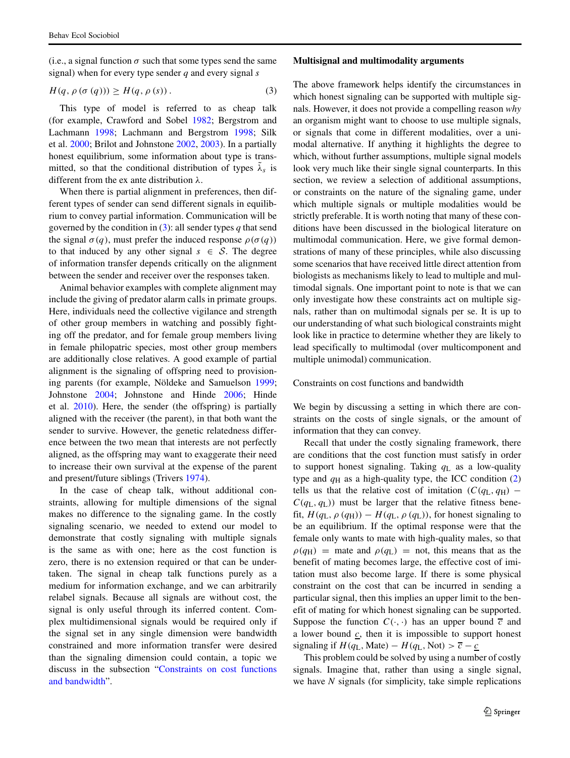(i.e., a signal function $\sigma$ such that some types send the same signal) when for every type sender $q$ and every signal $s$

$$H(q, \rho(\sigma(q))) \geq H(q, \rho(s)). \tag{3}$$

This type of model is referred to as cheap talk (for example, Crawford and Sobel 1982; Bergstrom and Lachmann 1998; Lachmann and Bergstrom 1998; Silk et al. 2000; Brilot and Johnstone 2002, 2003). In a partially honest equilibrium, some information about type is transmitted, so that the conditional distribution of types $\tilde{\lambda}_s$ is different from the ex ante distribution $\lambda$.

When there is partial alignment in preferences, then different types of sender can send different signals in equilibrium to convey partial information. Communication will be governed by the condition in (3): all sender types $q$ that send the signal $\sigma(q)$, must prefer the induced response $\rho(\sigma(q))$ to that induced by any other signal $s \in \mathcal{S}$. The degree of information transfer depends critically on the alignment between the sender and receiver over the responses taken.

Animal behavior examples with complete alignment may include the giving of predator alarm calls in primate groups. Here, individuals need the collective vigilance and strength of other group members in watching and possibly fighting off the predator, and for female group members living in female philopatric species, most other group members are additionally close relatives. A good example of partial alignment is the signaling of offspring need to provisioning parents (for example, Nöldeke and Samuelson 1999; Johnstone 2004; Johnstone and Hinde 2006; Hinde et al. 2010). Here, the sender (the offspring) is partially aligned with the receiver (the parent), in that both want the sender to survive. However, the genetic relatedness difference between the two mean that interests are not perfectly aligned, as the offspring may want to exaggerate their need to increase their own survival at the expense of the parent and present/future siblings (Trivers 1974).

In the case of cheap talk, without additional constraints, allowing for multiple dimensions of the signal makes no difference to the signaling game. In the costly signaling scenario, we needed to extend our model to demonstrate that costly signaling with multiple signals is the same as with one; here as the cost function is zero, there is no extension required or that can be undertaken. The signal in cheap talk functions purely as a medium for information exchange, and we can arbitrarily relabel signals. Because all signals are without cost, the signal is only useful through its inferred content. Complex multidimensional signals would be required only if the signal set in any single dimension were bandwidth constrained and more information transfer were desired than the signaling dimension could contain, a topic we discuss in the subsection "Constraints on cost functions and bandwidth".

## Multisignal and multimodality arguments

The above framework helps identify the circumstances in which honest signaling can be supported with multiple signals. However, it does not provide a compelling reason *why* an organism might want to choose to use multiple signals, or signals that come in different modalities, over a unimodal alternative. If anything it highlights the degree to which, without further assumptions, multiple signal models look very much like their single signal counterparts. In this section, we review a selection of additional assumptions, or constraints on the nature of the signaling game, under which multiple signals or multiple modalities would be strictly preferable. It is worth noting that many of these conditions have been discussed in the biological literature on multimodal communication. Here, we give formal demonstrations of many of these principles, while also discussing some scenarios that have received little direct attention from biologists as mechanisms likely to lead to multiple and multimodal signals. One important point to note is that we can only investigate how these constraints act on multiple signals, rather than on multimodal signals per se. It is up to our understanding of what such biological constraints might look like in practice to determine whether they are likely to lead specifically to multimodal (over multicomponent and multiple unimodal) communication.

### Constraints on cost functions and bandwidth

We begin by discussing a setting in which there are constraints on the costs of single signals, or the amount of information that they can convey.

Recall that under the costly signaling framework, there are conditions that the cost function must satisfy in order to support honest signaling. Taking $q_\text{L}$ as a low-quality type and $q_\text{H}$ as a high-quality type, the ICC condition (2) tells us that the relative cost of imitation $(C(q_\text{L}, q_\text{H}) - C(q_\text{L}, q_\text{L}))$ must be larger that the relative fitness benefit, $H(q_\text{L}, \rho(q_\text{H})) - H(q_\text{L}, \rho(q_\text{L}))$, for honest signaling to be an equilibrium. If the optimal response were that the female only wants to mate with high-quality males, so that $\rho(q_\text{H}) = \text{mate}$ and $\rho(q_\text{L}) = \text{not}$, this means that as the benefit of mating becomes large, the effective cost of imitation must also become large. If there is some physical constraint on the cost that can be incurred in sending a particular signal, then this implies an upper limit to the benefit of mating for which honest signaling can be supported. Suppose the function $C(\cdot, \cdot)$ has an upper bound $\overline{c}$ and a lower bound $\underline{c}$, then it is impossible to support honest signaling if $H(q_\text{L}, \text{Mate}) - H(q_\text{L}, \text{Not}) > \overline{c} - \underline{c}$

This problem could be solved by using a number of costly signals. Imagine that, rather than using a single signal, we have $N$ signals (for simplicity, take simple replications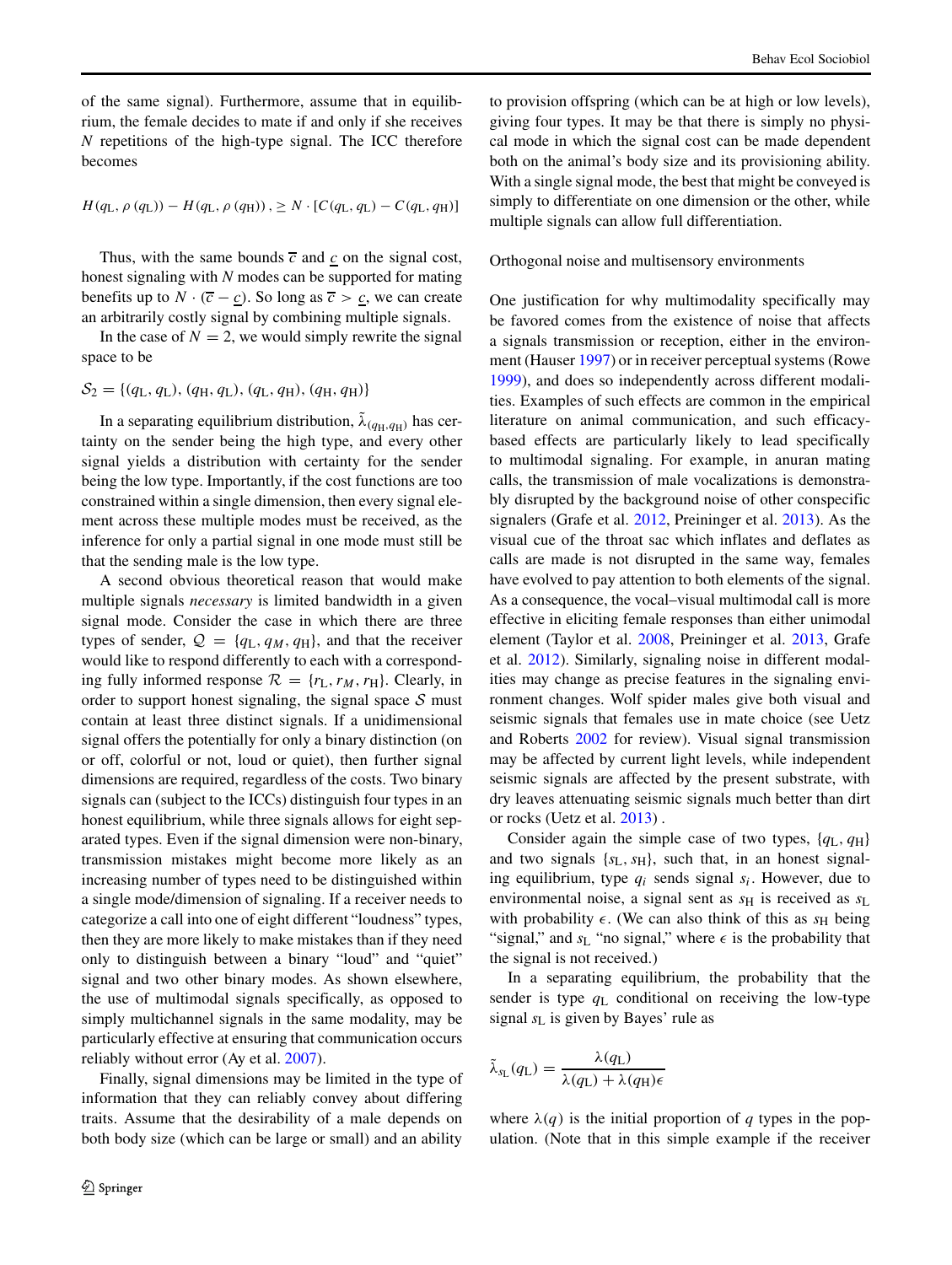of the same signal). Furthermore, assume that in equilibrium, the female decides to mate if and only if she receives $N$ repetitions of the high-type signal. The ICC therefore becomes

$$H(q_{\rm L}, \rho(q_{\rm L})) - H(q_{\rm L}, \rho(q_{\rm H})), \geq N \cdot [C(q_{\rm L}, q_{\rm L}) - C(q_{\rm L}, q_{\rm H})]$$

Thus, with the same bounds $\overline{c}$ and $\underline{c}$ on the signal cost, honest signaling with $N$ modes can be supported for mating benefits up to $N \cdot (\overline{c} - \underline{c})$. So long as $\overline{c} > \underline{c}$, we can create an arbitrarily costly signal by combining multiple signals.

In the case of $N = 2$, we would simply rewrite the signal space to be

$$\mathcal{S}_2 = \{(q_{\rm L}, q_{\rm L}), (q_{\rm H}, q_{\rm L}), (q_{\rm L}, q_{\rm H}), (q_{\rm H}, q_{\rm H})\}$$

In a separating equilibrium distribution, $\tilde{\lambda}_{(q_{\rm H}, q_{\rm H})}$ has certainty on the sender being the high type, and every other signal yields a distribution with certainty for the sender being the low type. Importantly, if the cost functions are too constrained within a single dimension, then every signal element across these multiple modes must be received, as the inference for only a partial signal in one mode must still be that the sending male is the low type.

A second obvious theoretical reason that would make multiple signals *necessary* is limited bandwidth in a given signal mode. Consider the case in which there are three types of sender, $\mathcal{Q} = \{q_{\rm L}, q_M, q_{\rm H}\}$, and that the receiver would like to respond differently to each with a corresponding fully informed response $\mathcal{R} = \{r_{\rm L}, r_M, r_{\rm H}\}$. Clearly, in order to support honest signaling, the signal space $\mathcal{S}$ must contain at least three distinct signals. If a unidimensional signal offers the potentially for only a binary distinction (on or off, colorful or not, loud or quiet), then further signal dimensions are required, regardless of the costs. Two binary signals can (subject to the ICCs) distinguish four types in an honest equilibrium, while three signals allows for eight separated types. Even if the signal dimension were non-binary, transmission mistakes might become more likely as an increasing number of types need to be distinguished within a single mode/dimension of signaling. If a receiver needs to categorize a call into one of eight different "loudness" types, then they are more likely to make mistakes than if they need only to distinguish between a binary "loud" and "quiet" signal and two other binary modes. As shown elsewhere, the use of multimodal signals specifically, as opposed to simply multichannel signals in the same modality, may be particularly effective at ensuring that communication occurs reliably without error (Ay et al. 2007).

Finally, signal dimensions may be limited in the type of information that they can reliably convey about differing traits. Assume that the desirability of a male depends on both body size (which can be large or small) and an ability to provision offspring (which can be at high or low levels), giving four types. It may be that there is simply no physical mode in which the signal cost can be made dependent both on the animal's body size and its provisioning ability. With a single signal mode, the best that might be conveyed is simply to differentiate on one dimension or the other, while multiple signals can allow full differentiation.

### Orthogonal noise and multisensory environments

One justification for why multimodality specifically may be favored comes from the existence of noise that affects a signals transmission or reception, either in the environment (Hauser 1997) or in receiver perceptual systems (Rowe 1999), and does so independently across different modalities. Examples of such effects are common in the empirical literature on animal communication, and such efficacy-based effects are particularly likely to lead specifically to multimodal signaling. For example, in anuran mating calls, the transmission of male vocalizations is demonstrably disrupted by the background noise of other conspecific signalers (Grafe et al. 2012, Preininger et al. 2013). As the visual cue of the throat sac which inflates and deflates as calls are made is not disrupted in the same way, females have evolved to pay attention to both elements of the signal. As a consequence, the vocal–visual multimodal call is more effective in eliciting female responses than either unimodal element (Taylor et al. 2008, Preininger et al. 2013, Grafe et al. 2012). Similarly, signaling noise in different modalities may change as precise features in the signaling environment changes. Wolf spider males give both visual and seismic signals that females use in mate choice (see Uetz and Roberts 2002 for review). Visual signal transmission may be affected by current light levels, while independent seismic signals are affected by the present substrate, with dry leaves attenuating seismic signals much better than dirt or rocks (Uetz et al. 2013) .

Consider again the simple case of two types, $\{q_{\rm L}, q_{\rm H}\}$ and two signals $\{s_{\rm L}, s_{\rm H}\}$, such that, in an honest signaling equilibrium, type $q_i$ sends signal $s_i$. However, due to environmental noise, a signal sent as $s_{\rm H}$ is received as $s_{\rm L}$ with probability $\epsilon$. (We can also think of this as $s_{\rm H}$ being "signal," and $s_{\rm L}$ "no signal," where $\epsilon$ is the probability that the signal is not received.)

In a separating equilibrium, the probability that the sender is type $q_{\rm L}$ conditional on receiving the low-type signal $s_{\rm L}$ is given by Bayes' rule as

$$\tilde{\lambda}_{s_{\rm L}}(q_{\rm L}) = \frac{\lambda(q_{\rm L})}{\lambda(q_{\rm L}) + \lambda(q_{\rm H})\epsilon}$$

where $\lambda(q)$ is the initial proportion of $q$ types in the population. (Note that in this simple example if the receiver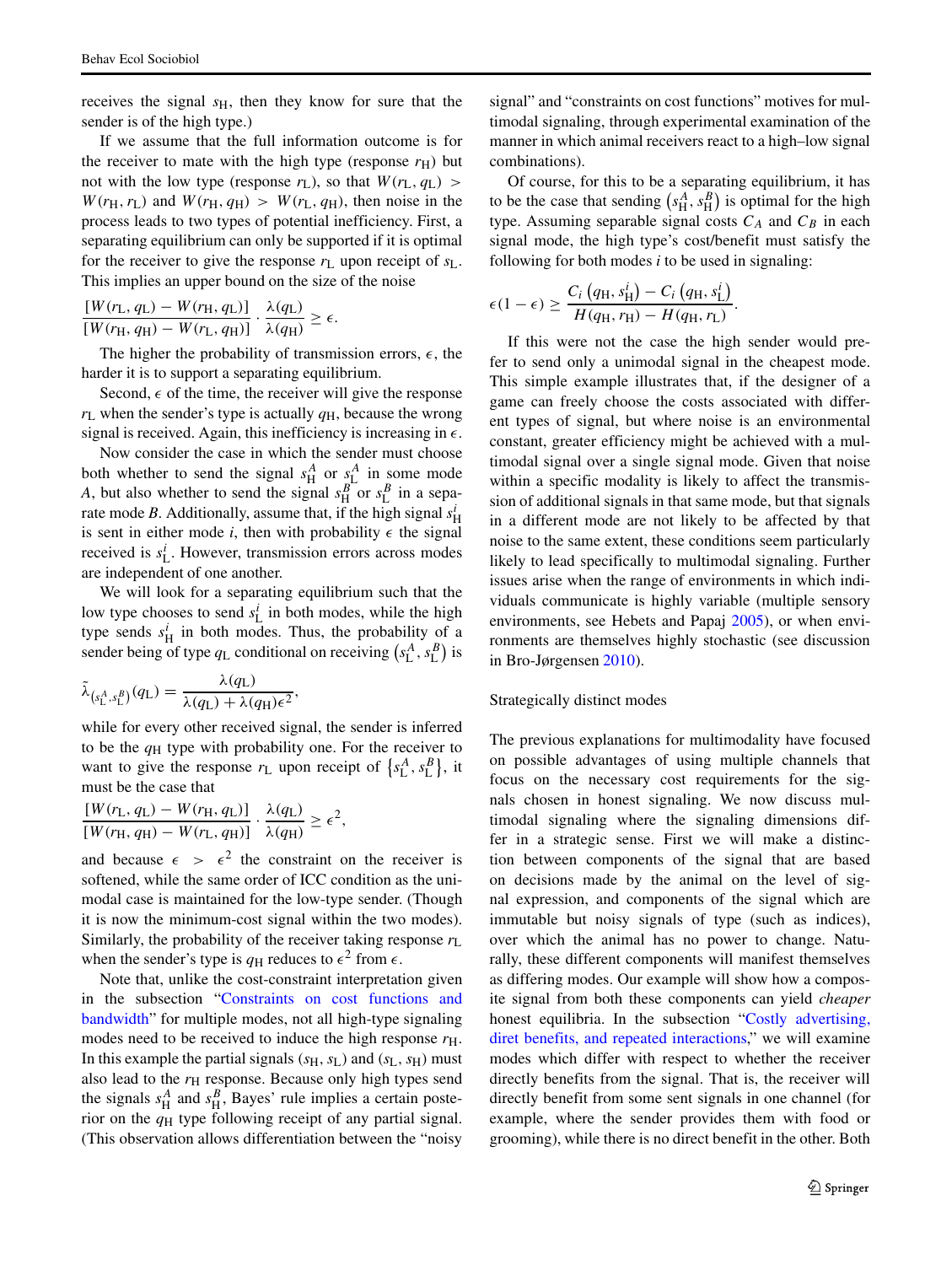receives the signal $s_H$, then they know for sure that the sender is of the high type.)

If we assume that the full information outcome is for the receiver to mate with the high type (response $r_H$) but not with the low type (response $r_L$), so that $W(r_L, q_L) > W(r_H, r_L)$ and $W(r_H, q_H) > W(r_L, q_H)$, then noise in the process leads to two types of potential inefficiency. First, a separating equilibrium can only be supported if it is optimal for the receiver to give the response $r_L$ upon receipt of $s_L$. This implies an upper bound on the size of the noise

$$\frac{[W(r_L, q_L) - W(r_H, q_L)]}{[W(r_H, q_H) - W(r_L, q_H)]} \cdot \frac{\lambda(q_L)}{\lambda(q_H)} \geq \epsilon.$$

The higher the probability of transmission errors, $\epsilon$, the harder it is to support a separating equilibrium.

Second, $\epsilon$ of the time, the receiver will give the response $r_L$ when the sender's type is actually $q_H$, because the wrong signal is received. Again, this inefficiency is increasing in $\epsilon$.

Now consider the case in which the sender must choose both whether to send the signal $s_H^A$ or $s_L^A$ in some mode $A$, but also whether to send the signal $s_H^B$ or $s_L^B$ in a separate mode $B$. Additionally, assume that, if the high signal $s_H^i$ is sent in either mode $i$, then with probability $\epsilon$ the signal received is $s_L^i$. However, transmission errors across modes are independent of one another.

We will look for a separating equilibrium such that the low type chooses to send $s_L^i$ in both modes, while the high type sends $s_H^i$ in both modes. Thus, the probability of a sender being of type $q_L$ conditional on receiving $\left(s_L^A, s_L^B\right)$ is

$$\tilde{\lambda}_{\left(s_L^A, s_L^B\right)}(q_L) = \frac{\lambda(q_L)}{\lambda(q_L) + \lambda(q_H)\epsilon^2},$$

while for every other received signal, the sender is inferred to be the $q_H$ type with probability one. For the receiver to want to give the response $r_L$ upon receipt of $\left\{s_L^A, s_L^B\right\}$, it must be the case that

$$\frac{[W(r_L, q_L) - W(r_H, q_L)]}{[W(r_H, q_H) - W(r_L, q_H)]} \cdot \frac{\lambda(q_L)}{\lambda(q_H)} \geq \epsilon^2,$$

and because $\epsilon > \epsilon^2$ the constraint on the receiver is softened, while the same order of ICC condition as the unimodal case is maintained for the low-type sender. (Though it is now the minimum-cost signal within the two modes). Similarly, the probability of the receiver taking response $r_L$ when the sender's type is $q_H$ reduces to $\epsilon^2$ from $\epsilon$.

Note that, unlike the cost-constraint interpretation given in the subsection "Constraints on cost functions and bandwidth" for multiple modes, not all high-type signaling modes need to be received to induce the high response $r_H$. In this example the partial signals $(s_H, s_L)$ and $(s_L, s_H)$ must also lead to the $r_H$ response. Because only high types send the signals $s_H^A$ and $s_H^B$, Bayes' rule implies a certain posterior on the $q_H$ type following receipt of any partial signal. (This observation allows differentiation between the "noisy signal" and "constraints on cost functions" motives for multimodal signaling, through experimental examination of the manner in which animal receivers react to a high–low signal combinations).

Of course, for this to be a separating equilibrium, it has to be the case that sending $\left(s_H^A, s_H^B\right)$ is optimal for the high type. Assuming separable signal costs $C_A$ and $C_B$ in each signal mode, the high type's cost/benefit must satisfy the following for both modes $i$ to be used in signaling:

$$\epsilon(1-\epsilon) \geq \frac{C_i\left(q_H, s_H^i\right) - C_i\left(q_H, s_L^i\right)}{H(q_H, r_H) - H(q_H, r_L)}.$$

If this were not the case the high sender would prefer to send only a unimodal signal in the cheapest mode. This simple example illustrates that, if the designer of a game can freely choose the costs associated with different types of signal, but where noise is an environmental constant, greater efficiency might be achieved with a multimodal signal over a single signal mode. Given that noise within a specific modality is likely to affect the transmission of additional signals in that same mode, but that signals in a different mode are not likely to be affected by that noise to the same extent, these conditions seem particularly likely to lead specifically to multimodal signaling. Further issues arise when the range of environments in which individuals communicate is highly variable (multiple sensory environments, see Hebets and Papaj 2005), or when environments are themselves highly stochastic (see discussion in Bro-Jørgensen 2010).

## Strategically distinct modes

The previous explanations for multimodality have focused on possible advantages of using multiple channels that focus on the necessary cost requirements for the signals chosen in honest signaling. We now discuss multimodal signaling where the signaling dimensions differ in a strategic sense. First we will make a distinction between components of the signal that are based on decisions made by the animal on the level of signal expression, and components of the signal which are immutable but noisy signals of type (such as indices), over which the animal has no power to change. Naturally, these different components will manifest themselves as differing modes. Our example will show how a composite signal from both these components can yield *cheaper* honest equilibria. In the subsection "Costly advertising, diret benefits, and repeated interactions," we will examine modes which differ with respect to whether the receiver directly benefits from the signal. That is, the receiver will directly benefit from some sent signals in one channel (for example, where the sender provides them with food or grooming), while there is no direct benefit in the other. Both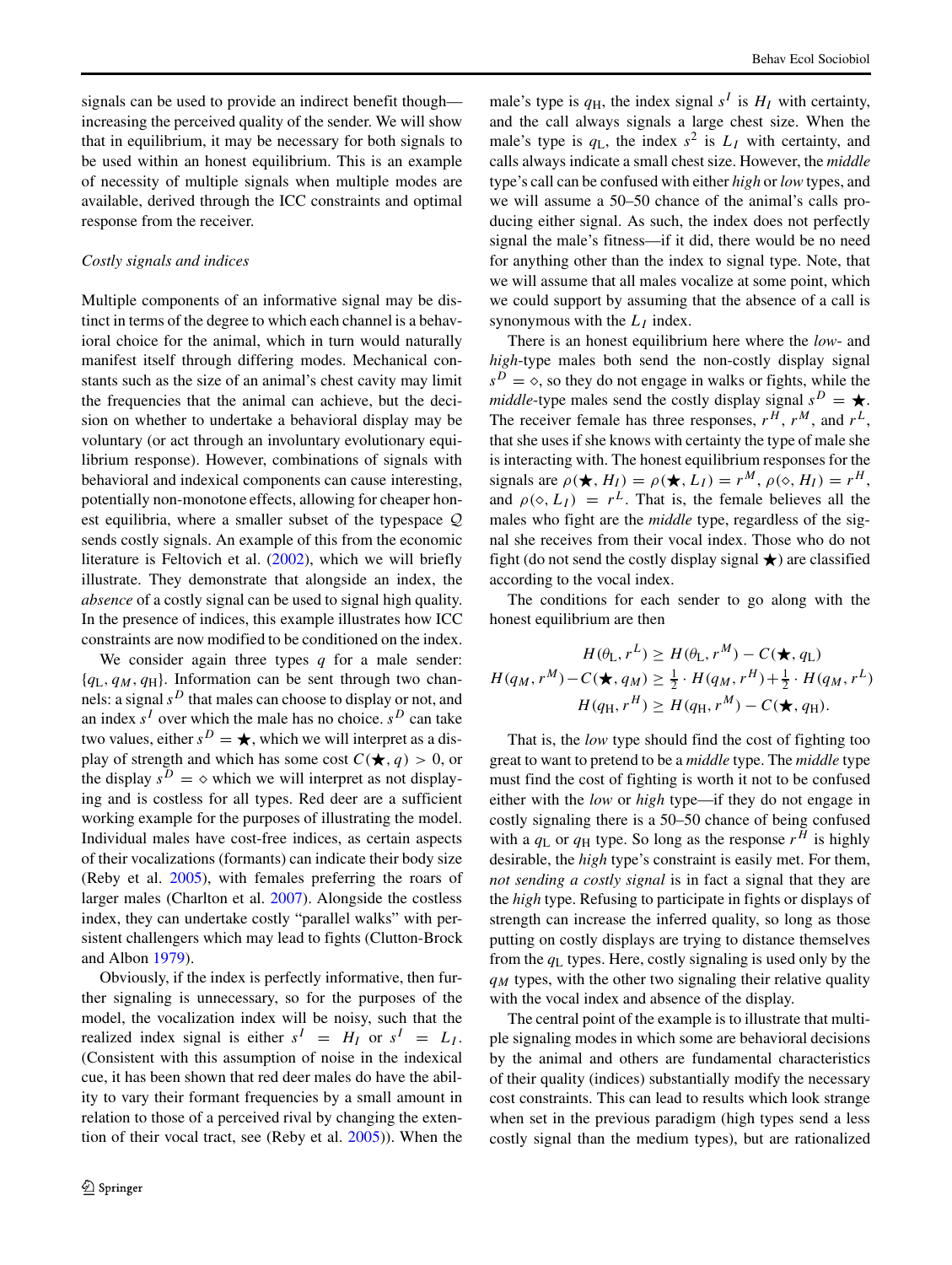signals can be used to provide an indirect benefit though—increasing the perceived quality of the sender. We will show that in equilibrium, it may be necessary for both signals to be used within an honest equilibrium. This is an example of necessity of multiple signals when multiple modes are available, derived through the ICC constraints and optimal response from the receiver.

*Costly signals and indices*

Multiple components of an informative signal may be distinct in terms of the degree to which each channel is a behavioral choice for the animal, which in turn would naturally manifest itself through differing modes. Mechanical constants such as the size of an animal's chest cavity may limit the frequencies that the animal can achieve, but the decision on whether to undertake a behavioral display may be voluntary (or act through an involuntary evolutionary equilibrium response). However, combinations of signals with behavioral and indexical components can cause interesting, potentially non-monotone effects, allowing for cheaper honest equilibria, where a smaller subset of the typespace $\mathcal{Q}$ sends costly signals. An example of this from the economic literature is Feltovich et al. (2002), which we will briefly illustrate. They demonstrate that alongside an index, the *absence* of a costly signal can be used to signal high quality. In the presence of indices, this example illustrates how ICC constraints are now modified to be conditioned on the index.

We consider again three types $q$ for a male sender: $\{q_{\mathrm{L}}, q_M, q_{\mathrm{H}}\}$. Information can be sent through two channels: a signal $s^D$ that males can choose to display or not, and an index $s^I$ over which the male has no choice. $s^D$ can take two values, either $s^D = \bigstar$, which we will interpret as a display of strength and which has some cost $C(\bigstar, q) > 0$, or the display $s^D = \diamond$ which we will interpret as not displaying and is costless for all types. Red deer are a sufficient working example for the purposes of illustrating the model. Individual males have cost-free indices, as certain aspects of their vocalizations (formants) can indicate their body size (Reby et al. 2005), with females preferring the roars of larger males (Charlton et al. 2007). Alongside the costless index, they can undertake costly "parallel walks" with persistent challengers which may lead to fights (Clutton-Brock and Albon 1979).

Obviously, if the index is perfectly informative, then further signaling is unnecessary, so for the purposes of the model, the vocalization index will be noisy, such that the realized index signal is either $s^I = H_I$ or $s^I = L_I$. (Consistent with this assumption of noise in the indexical cue, it has been shown that red deer males do have the ability to vary their formant frequencies by a small amount in relation to those of a perceived rival by changing the extention of their vocal tract, see (Reby et al. 2005)). When the male's type is $q_{\mathrm{H}}$, the index signal $s^I$ is $H_I$ with certainty, and the call always signals a large chest size. When the male's type is $q_{\mathrm{L}}$, the index $s^2$ is $L_I$ with certainty, and calls always indicate a small chest size. However, the *middle* type's call can be confused with either *high* or *low* types, and we will assume a 50–50 chance of the animal's calls producing either signal. As such, the index does not perfectly signal the male's fitness—if it did, there would be no need for anything other than the index to signal type. Note, that we will assume that all males vocalize at some point, which we could support by assuming that the absence of a call is synonymous with the $L_I$ index.

There is an honest equilibrium here where the *low*- and *high*-type males both send the non-costly display signal $s^D = \diamond$, so they do not engage in walks or fights, while the *middle*-type males send the costly display signal $s^D = \bigstar$. The receiver female has three responses, $r^H$, $r^M$, and $r^L$, that she uses if she knows with certainty the type of male she is interacting with. The honest equilibrium responses for the signals are $\rho(\bigstar, H_I) = \rho(\bigstar, L_I) = r^M$, $\rho(\diamond, H_I) = r^H$, and $\rho(\diamond, L_I) = r^L$. That is, the female believes all the males who fight are the *middle* type, regardless of the signal she receives from their vocal index. Those who do not fight (do not send the costly display signal $\bigstar$) are classified according to the vocal index.

The conditions for each sender to go along with the honest equilibrium are then

$$H(\theta_{\mathrm{L}}, r^L) \geq H(\theta_{\mathrm{L}}, r^M) - C(\bigstar, q_{\mathrm{L}})$$
$$H(q_M, r^M) - C(\bigstar, q_M) \geq \tfrac{1}{2} \cdot H(q_M, r^H) + \tfrac{1}{2} \cdot H(q_M, r^L)$$
$$H(q_{\mathrm{H}}, r^H) \geq H(q_{\mathrm{H}}, r^M) - C(\bigstar, q_{\mathrm{H}}).$$

That is, the *low* type should find the cost of fighting too great to want to pretend to be a *middle* type. The *middle* type must find the cost of fighting is worth it not to be confused either with the *low* or *high* type—if they do not engage in costly signaling there is a 50–50 chance of being confused with a $q_{\mathrm{L}}$ or $q_{\mathrm{H}}$ type. So long as the response $r^H$ is highly desirable, the *high* type's constraint is easily met. For them, *not sending a costly signal* is in fact a signal that they are the *high* type. Refusing to participate in fights or displays of strength can increase the inferred quality, so long as those putting on costly displays are trying to distance themselves from the $q_{\mathrm{L}}$ types. Here, costly signaling is used only by the $q_M$ types, with the other two signaling their relative quality with the vocal index and absence of the display.

The central point of the example is to illustrate that multiple signaling modes in which some are behavioral decisions by the animal and others are fundamental characteristics of their quality (indices) substantially modify the necessary cost constraints. This can lead to results which look strange when set in the previous paradigm (high types send a less costly signal than the medium types), but are rationalized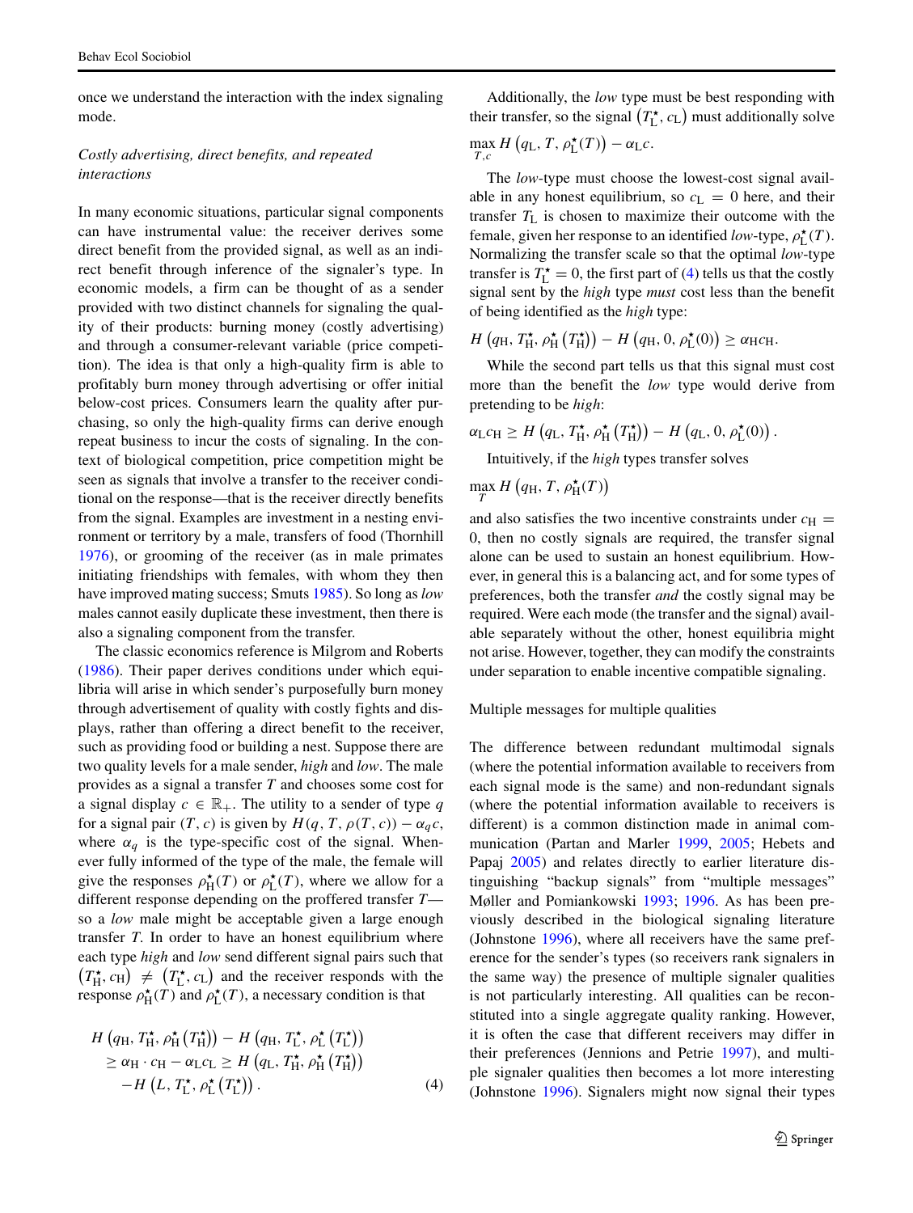once we understand the interaction with the index signaling mode.

### *Costly advertising, direct benefits, and repeated interactions*

In many economic situations, particular signal components can have instrumental value: the receiver derives some direct benefit from the provided signal, as well as an indirect benefit through inference of the signaler's type. In economic models, a firm can be thought of as a sender provided with two distinct channels for signaling the quality of their products: burning money (costly advertising) and through a consumer-relevant variable (price competition). The idea is that only a high-quality firm is able to profitably burn money through advertising or offer initial below-cost prices. Consumers learn the quality after purchasing, so only the high-quality firms can derive enough repeat business to incur the costs of signaling. In the context of biological competition, price competition might be seen as signals that involve a transfer to the receiver conditional on the response—that is the receiver directly benefits from the signal. Examples are investment in a nesting environment or territory by a male, transfers of food (Thornhill 1976), or grooming of the receiver (as in male primates initiating friendships with females, with whom they then have improved mating success; Smuts 1985). So long as *low* males cannot easily duplicate these investment, then there is also a signaling component from the transfer.

The classic economics reference is Milgrom and Roberts (1986). Their paper derives conditions under which equilibria will arise in which sender's purposefully burn money through advertisement of quality with costly fights and displays, rather than offering a direct benefit to the receiver, such as providing food or building a nest. Suppose there are two quality levels for a male sender, *high* and *low*. The male provides as a signal a transfer $T$ and chooses some cost for a signal display $c \in \mathbb{R}_{+}$. The utility to a sender of type $q$ for a signal pair $(T, c)$ is given by $H(q, T, \rho(T, c)) - \alpha_q c$, where $\alpha_q$ is the type-specific cost of the signal. Whenever fully informed of the type of the male, the female will give the responses $\rho^{\star}_{\mathrm{H}}(T)$ or $\rho^{\star}_{\mathrm{L}}(T)$, where we allow for a different response depending on the proffered transfer $T$—so a *low* male might be acceptable given a large enough transfer $T$. In order to have an honest equilibrium where each type *high* and *low* send different signal pairs such that $\left(T^{\star}_{\mathrm{H}}, c_{\mathrm{H}}\right) \neq \left(T^{\star}_{\mathrm{L}}, c_{\mathrm{L}}\right)$ and the receiver responds with the response $\rho^{\star}_{\mathrm{H}}(T)$ and $\rho^{\star}_{\mathrm{L}}(T)$, a necessary condition is that

$$
\begin{aligned}
H\left(q_{\mathrm{H}}, T^{\star}_{\mathrm{H}}, \rho^{\star}_{\mathrm{H}}\left(T^{\star}_{\mathrm{H}}\right)\right) &- H\left(q_{\mathrm{H}}, T^{\star}_{\mathrm{L}}, \rho^{\star}_{\mathrm{L}}\left(T^{\star}_{\mathrm{L}}\right)\right) \\
&\geq \alpha_{\mathrm{H}} \cdot c_{\mathrm{H}} - \alpha_{\mathrm{L}} c_{\mathrm{L}} \geq H\left(q_{\mathrm{L}}, T^{\star}_{\mathrm{H}}, \rho^{\star}_{\mathrm{H}}\left(T^{\star}_{\mathrm{H}}\right)\right) \\
&- H\left(L, T^{\star}_{\mathrm{L}}, \rho^{\star}_{\mathrm{L}}\left(T^{\star}_{\mathrm{L}}\right)\right). \qquad (4)
\end{aligned}
$$

Additionally, the *low* type must be best responding with their transfer, so the signal $\left(T^{\star}_{\mathrm{L}}, c_{\mathrm{L}}\right)$ must additionally solve

$$\max_{T,c} H\left(q_{\mathrm{L}}, T, \rho^{\star}_{\mathrm{L}}(T)\right) - \alpha_{\mathrm{L}} c.$$

The *low*-type must choose the lowest-cost signal available in any honest equilibrium, so $c_{\mathrm{L}} = 0$ here, and their transfer $T_{\mathrm{L}}$ is chosen to maximize their outcome with the female, given her response to an identified *low*-type, $\rho^{\star}_{\mathrm{L}}(T)$. Normalizing the transfer scale so that the optimal *low*-type transfer is $T^{\star}_{\mathrm{L}} = 0$, the first part of (4) tells us that the costly signal sent by the *high* type *must* cost less than the benefit of being identified as the *high* type:

$$H\left(q_{\mathrm{H}}, T^{\star}_{\mathrm{H}}, \rho^{\star}_{\mathrm{H}}\left(T^{\star}_{\mathrm{H}}\right)\right) - H\left(q_{\mathrm{H}}, 0, \rho^{\star}_{\mathrm{L}}(0)\right) \geq \alpha_{\mathrm{H}} c_{\mathrm{H}}.$$

While the second part tells us that this signal must cost more than the benefit the *low* type would derive from pretending to be *high*:

$$\alpha_{\mathrm{L}} c_{\mathrm{H}} \geq H\left(q_{\mathrm{L}}, T^{\star}_{\mathrm{H}}, \rho^{\star}_{\mathrm{H}}\left(T^{\star}_{\mathrm{H}}\right)\right) - H\left(q_{\mathrm{L}}, 0, \rho^{\star}_{\mathrm{L}}(0)\right).$$

Intuitively, if the *high* types transfer solves

$$\max_{T} H\left(q_{\mathrm{H}}, T, \rho^{\star}_{\mathrm{H}}(T)\right)$$

and also satisfies the two incentive constraints under $c_{\mathrm{H}} = 0$, then no costly signals are required, the transfer signal alone can be used to sustain an honest equilibrium. However, in general this is a balancing act, and for some types of preferences, both the transfer *and* the costly signal may be required. Were each mode (the transfer and the signal) available separately without the other, honest equilibria might not arise. However, together, they can modify the constraints under separation to enable incentive compatible signaling.

### Multiple messages for multiple qualities

The difference between redundant multimodal signals (where the potential information available to receivers from each signal mode is the same) and non-redundant signals (where the potential information available to receivers is different) is a common distinction made in animal communication (Partan and Marler 1999, 2005; Hebets and Papaj 2005) and relates directly to earlier literature distinguishing "backup signals" from "multiple messages" Møller and Pomiankowski 1993; 1996. As has been previously described in the biological signaling literature (Johnstone 1996), where all receivers have the same preference for the sender's types (so receivers rank signalers in the same way) the presence of multiple signaler qualities is not particularly interesting. All qualities can be reconstituted into a single aggregate quality ranking. However, it is often the case that different receivers may differ in their preferences (Jennions and Petrie 1997), and multiple signaler qualities then becomes a lot more interesting (Johnstone 1996). Signalers might now signal their types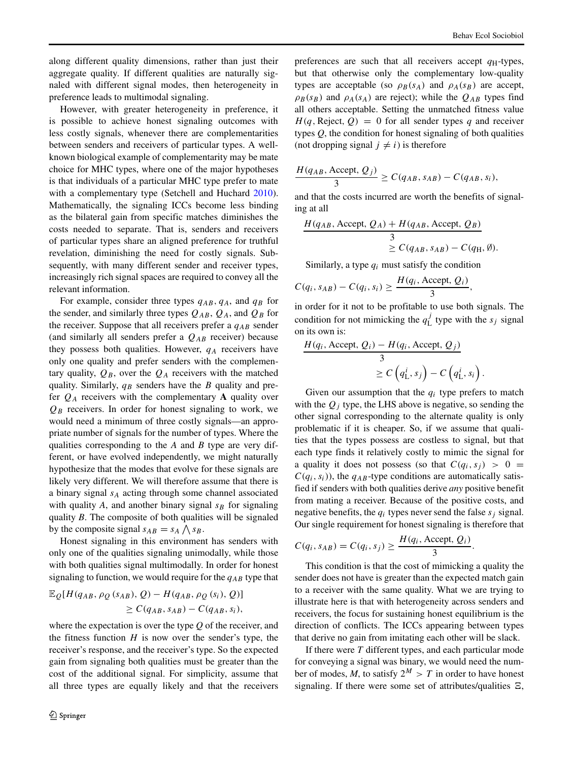along different quality dimensions, rather than just their aggregate quality. If different qualities are naturally signaled with different signal modes, then heterogeneity in preference leads to multimodal signaling.

However, with greater heterogeneity in preference, it is possible to achieve honest signaling outcomes with less costly signals, whenever there are complementarities between senders and receivers of particular types. A well-known biological example of complementarity may be mate choice for MHC types, where one of the major hypotheses is that individuals of a particular MHC type prefer to mate with a complementary type (Setchell and Huchard 2010). Mathematically, the signaling ICCs become less binding as the bilateral gain from specific matches diminishes the costs needed to separate. That is, senders and receivers of particular types share an aligned preference for truthful revelation, diminishing the need for costly signals. Subsequently, with many different sender and receiver types, increasingly rich signal spaces are required to convey all the relevant information.

For example, consider three types $q_{AB}$, $q_A$, and $q_B$ for the sender, and similarly three types $Q_{AB}$, $Q_A$, and $Q_B$ for the receiver. Suppose that all receivers prefer a $q_{AB}$ sender (and similarly all senders prefer a $Q_{AB}$ receiver) because they possess both qualities. However, $q_A$ receivers have only one quality and prefer senders with the complementary quality, $Q_B$, over the $Q_A$ receivers with the matched quality. Similarly, $q_B$ senders have the $B$ quality and prefer $Q_A$ receivers with the complementary **A** quality over $Q_B$ receivers. In order for honest signaling to work, we would need a minimum of three costly signals—an appropriate number of signals for the number of types. Where the qualities corresponding to the $A$ and $B$ type are very different, or have evolved independently, we might naturally hypothesize that the modes that evolve for these signals are likely very different. We will therefore assume that there is a binary signal $s_A$ acting through some channel associated with quality $A$, and another binary signal $s_B$ for signaling quality $B$. The composite of both qualities will be signaled by the composite signal $s_{AB} = s_A \bigwedge s_B$.

Honest signaling in this environment has senders with only one of the qualities signaling unimodally, while those with both qualities signal multimodally. In order for honest signaling to function, we would require for the $q_{AB}$ type that

$$\mathbb{E}_Q[H(q_{AB}, \rho_Q(s_{AB}), Q) - H(q_{AB}, \rho_Q(s_i), Q)] \geq C(q_{AB}, s_{AB}) - C(q_{AB}, s_i),$$

where the expectation is over the type $Q$ of the receiver, and the fitness function $H$ is now over the sender's type, the receiver's response, and the receiver's type. So the expected gain from signaling both qualities must be greater than the cost of the additional signal. For simplicity, assume that all three types are equally likely and that the receivers preferences are such that all receivers accept $q_{\text{H}}$-types, but that otherwise only the complementary low-quality types are acceptable (so $\rho_B(s_A)$ and $\rho_A(s_B)$ are accept, $\rho_B(s_B)$ and $\rho_A(s_A)$ are reject); while the $Q_{AB}$ types find all others acceptable. Setting the unmatched fitness value $H(q, \text{Reject}, Q) = 0$ for all sender types $q$ and receiver types $Q$, the condition for honest signaling of both qualities (not dropping signal $j \neq i$) is therefore

$$\frac{H(q_{AB}, \text{Accept}, Q_j)}{3} \geq C(q_{AB}, s_{AB}) - C(q_{AB}, s_i),$$

and that the costs incurred are worth the benefits of signaling at all

$$\frac{H(q_{AB}, \text{Accept}, Q_A) + H(q_{AB}, \text{Accept}, Q_B)}{3} \geq C(q_{AB}, s_{AB}) - C(q_{\text{H}}, \emptyset).$$

Similarly, a type $q_i$ must satisfy the condition

$$C(q_i, s_{AB}) - C(q_i, s_i) \geq \frac{H(q_i, \text{Accept}, Q_i)}{3},$$

in order for it not to be profitable to use both signals. The condition for not mimicking the $q_{\text{L}}^j$ type with the $s_j$ signal on its own is:

$$\frac{H(q_i, \text{Accept}, Q_i) - H(q_i, \text{Accept}, Q_j)}{3} \geq C\left(q_{\text{L}}^i, s_j\right) - C\left(q_{\text{L}}^i, s_i\right).$$

Given our assumption that the $q_i$ type prefers to match with the $Q_j$ type, the LHS above is negative, so sending the other signal corresponding to the alternate quality is only problematic if it is cheaper. So, if we assume that qualities that the types possess are costless to signal, but that each type finds it relatively costly to mimic the signal for a quality it does not possess (so that $C(q_i, s_j) > 0 = C(q_i, s_i)$), the $q_{AB}$-type conditions are automatically satisfied if senders with both qualities derive *any* positive benefit from mating a receiver. Because of the positive costs, and negative benefits, the $q_i$ types never send the false $s_j$ signal. Our single requirement for honest signaling is therefore that

$$C(q_i, s_{AB}) = C(q_i, s_j) \geq \frac{H(q_i, \text{Accept}, Q_i)}{3}.$$

This condition is that the cost of mimicking a quality the sender does not have is greater than the expected match gain to a receiver with the same quality. What we are trying to illustrate here is that with heterogeneity across senders and receivers, the focus for sustaining honest equilibrium is the direction of conflicts. The ICCs appearing between types that derive no gain from imitating each other will be slack.

If there were $T$ different types, and each particular mode for conveying a signal was binary, we would need the number of modes, $M$, to satisfy $2^M > T$ in order to have honest signaling. If there were some set of attributes/qualities $\Xi$,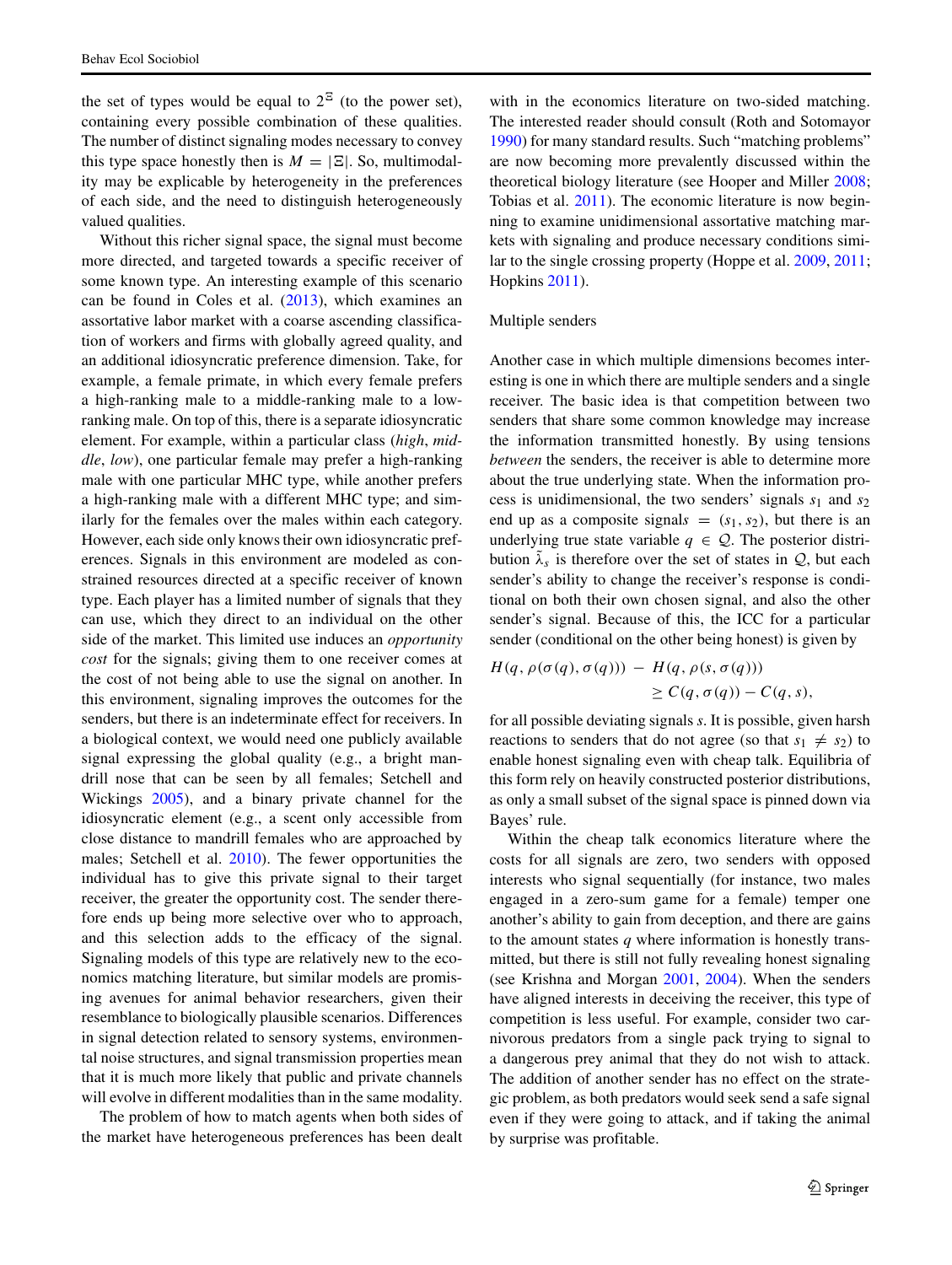the set of types would be equal to $2^{\Xi}$ (to the power set), containing every possible combination of these qualities. The number of distinct signaling modes necessary to convey this type space honestly then is $M = |\Xi|$. So, multimodality may be explicable by heterogeneity in the preferences of each side, and the need to distinguish heterogeneously valued qualities.

Without this richer signal space, the signal must become more directed, and targeted towards a specific receiver of some known type. An interesting example of this scenario can be found in Coles et al. (2013), which examines an assortative labor market with a coarse ascending classification of workers and firms with globally agreed quality, and an additional idiosyncratic preference dimension. Take, for example, a female primate, in which every female prefers a high-ranking male to a middle-ranking male to a low-ranking male. On top of this, there is a separate idiosyncratic element. For example, within a particular class (*high*, *middle*, *low*), one particular female may prefer a high-ranking male with one particular MHC type, while another prefers a high-ranking male with a different MHC type; and similarly for the females over the males within each category. However, each side only knows their own idiosyncratic preferences. Signals in this environment are modeled as constrained resources directed at a specific receiver of known type. Each player has a limited number of signals that they can use, which they direct to an individual on the other side of the market. This limited use induces an *opportunity cost* for the signals; giving them to one receiver comes at the cost of not being able to use the signal on another. In this environment, signaling improves the outcomes for the senders, but there is an indeterminate effect for receivers. In a biological context, we would need one publicly available signal expressing the global quality (e.g., a bright mandrill nose that can be seen by all females; Setchell and Wickings 2005), and a binary private channel for the idiosyncratic element (e.g., a scent only accessible from close distance to mandrill females who are approached by males; Setchell et al. 2010). The fewer opportunities the individual has to give this private signal to their target receiver, the greater the opportunity cost. The sender therefore ends up being more selective over who to approach, and this selection adds to the efficacy of the signal. Signaling models of this type are relatively new to the economics matching literature, but similar models are promising avenues for animal behavior researchers, given their resemblance to biologically plausible scenarios. Differences in signal detection related to sensory systems, environmental noise structures, and signal transmission properties mean that it is much more likely that public and private channels will evolve in different modalities than in the same modality.

The problem of how to match agents when both sides of the market have heterogeneous preferences has been dealt with in the economics literature on two-sided matching. The interested reader should consult (Roth and Sotomayor 1990) for many standard results. Such "matching problems" are now becoming more prevalently discussed within the theoretical biology literature (see Hooper and Miller 2008; Tobias et al. 2011). The economic literature is now beginning to examine unidimensional assortative matching markets with signaling and produce necessary conditions similar to the single crossing property (Hoppe et al. 2009, 2011; Hopkins 2011).

### Multiple senders

Another case in which multiple dimensions becomes interesting is one in which there are multiple senders and a single receiver. The basic idea is that competition between two senders that share some common knowledge may increase the information transmitted honestly. By using tensions *between* the senders, the receiver is able to determine more about the true underlying state. When the information process is unidimensional, the two senders' signals $s_1$ and $s_2$ end up as a composite signal$s = (s_1, s_2)$, but there is an underlying true state variable $q \in \mathcal{Q}$. The posterior distribution $\tilde{\lambda}_s$ is therefore over the set of states in $\mathcal{Q}$, but each sender's ability to change the receiver's response is conditional on both their own chosen signal, and also the other sender's signal. Because of this, the ICC for a particular sender (conditional on the other being honest) is given by

$$H(q, \rho(\sigma(q), \sigma(q))) - H(q, \rho(s, \sigma(q))) \geq C(q, \sigma(q)) - C(q, s),$$

for all possible deviating signals $s$. It is possible, given harsh reactions to senders that do not agree (so that $s_1 \neq s_2$) to enable honest signaling even with cheap talk. Equilibria of this form rely on heavily constructed posterior distributions, as only a small subset of the signal space is pinned down via Bayes' rule.

Within the cheap talk economics literature where the costs for all signals are zero, two senders with opposed interests who signal sequentially (for instance, two males engaged in a zero-sum game for a female) temper one another's ability to gain from deception, and there are gains to the amount states $q$ where information is honestly transmitted, but there is still not fully revealing honest signaling (see Krishna and Morgan 2001, 2004). When the senders have aligned interests in deceiving the receiver, this type of competition is less useful. For example, consider two carnivorous predators from a single pack trying to signal to a dangerous prey animal that they do not wish to attack. The addition of another sender has no effect on the strategic problem, as both predators would seek send a safe signal even if they were going to attack, and if taking the animal by surprise was profitable.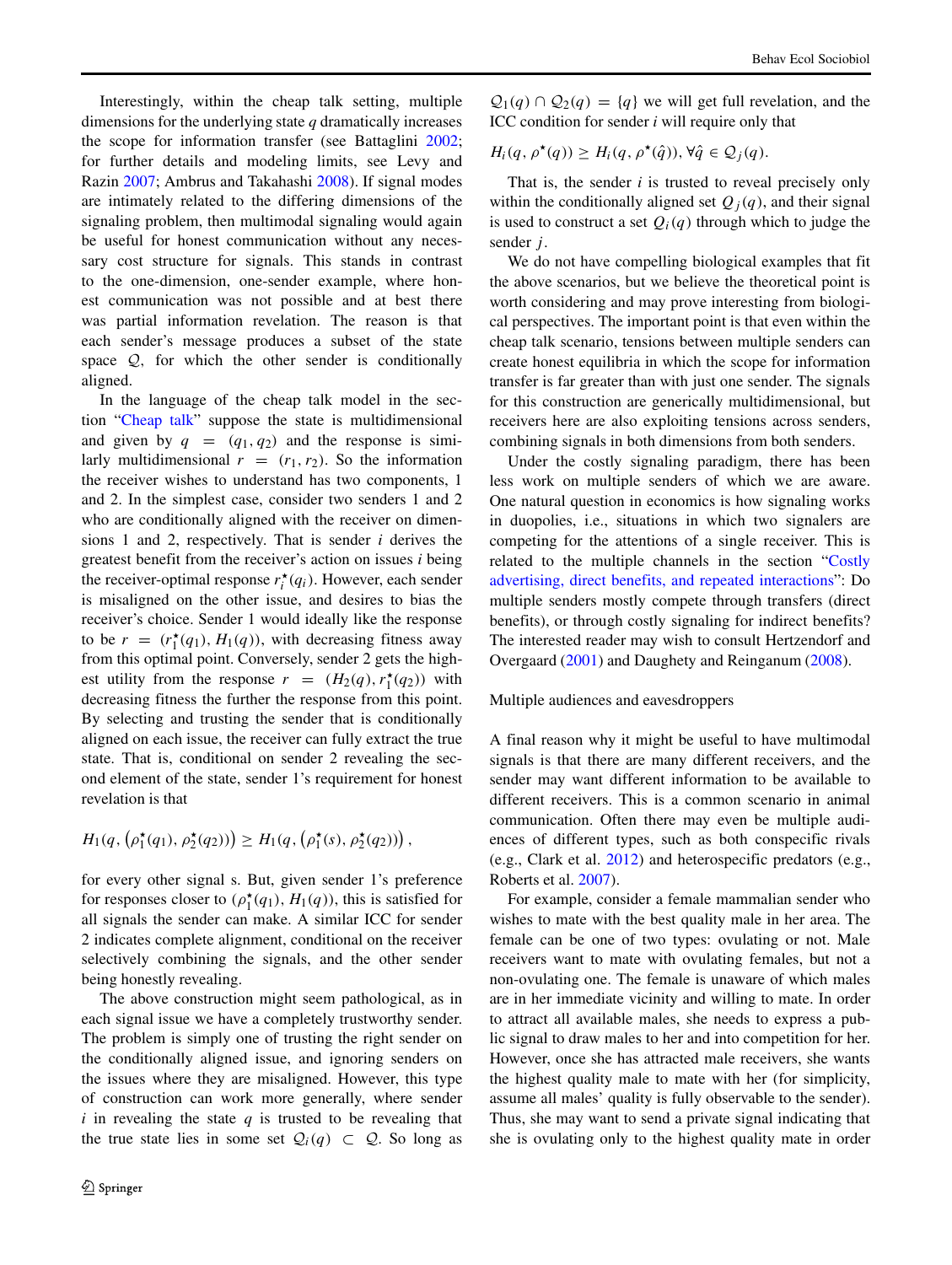Interestingly, within the cheap talk setting, multiple dimensions for the underlying state $q$ dramatically increases the scope for information transfer (see Battaglini 2002; for further details and modeling limits, see Levy and Razin 2007; Ambrus and Takahashi 2008). If signal modes are intimately related to the differing dimensions of the signaling problem, then multimodal signaling would again be useful for honest communication without any necessary cost structure for signals. This stands in contrast to the one-dimension, one-sender example, where honest communication was not possible and at best there was partial information revelation. The reason is that each sender's message produces a subset of the state space $\mathcal{Q}$, for which the other sender is conditionally aligned.

In the language of the cheap talk model in the section "Cheap talk" suppose the state is multidimensional and given by $q = (q_1, q_2)$ and the response is similarly multidimensional $r = (r_1, r_2)$. So the information the receiver wishes to understand has two components, 1 and 2. In the simplest case, consider two senders 1 and 2 who are conditionally aligned with the receiver on dimensions 1 and 2, respectively. That is sender $i$ derives the greatest benefit from the receiver's action on issues $i$ being the receiver-optimal response $r_i^{\star}(q_i)$. However, each sender is misaligned on the other issue, and desires to bias the receiver's choice. Sender 1 would ideally like the response to be $r = (r_1^{\star}(q_1), H_1(q))$, with decreasing fitness away from this optimal point. Conversely, sender 2 gets the highest utility from the response $r = (H_2(q), r_1^{\star}(q_2))$ with decreasing fitness the further the response from this point. By selecting and trusting the sender that is conditionally aligned on each issue, the receiver can fully extract the true state. That is, conditional on sender 2 revealing the second element of the state, sender 1's requirement for honest revelation is that

$$H_1(q, (\rho_1^{\star}(q_1), \rho_2^{\star}(q_2))) \geq H_1(q, (\rho_1^{\star}(s), \rho_2^{\star}(q_2))),$$

for every other signal s. But, given sender 1's preference for responses closer to $(\rho_1^{\star}(q_1), H_1(q))$, this is satisfied for all signals the sender can make. A similar ICC for sender 2 indicates complete alignment, conditional on the receiver selectively combining the signals, and the other sender being honestly revealing.

The above construction might seem pathological, as in each signal issue we have a completely trustworthy sender. The problem is simply one of trusting the right sender on the conditionally aligned issue, and ignoring senders on the issues where they are misaligned. However, this type of construction can work more generally, where sender $i$ in revealing the state $q$ is trusted to be revealing that the true state lies in some set $\mathcal{Q}_i(q) \subset \mathcal{Q}$. So long as $\mathcal{Q}_1(q) \cap \mathcal{Q}_2(q) = \{q\}$ we will get full revelation, and the ICC condition for sender $i$ will require only that

$$H_i(q, \rho^{\star}(q)) \geq H_i(q, \rho^{\star}(\hat{q})), \forall \hat{q} \in \mathcal{Q}_j(q).$$

That is, the sender $i$ is trusted to reveal precisely only within the conditionally aligned set $Q_j(q)$, and their signal is used to construct a set $Q_i(q)$ through which to judge the sender $j$.

We do not have compelling biological examples that fit the above scenarios, but we believe the theoretical point is worth considering and may prove interesting from biological perspectives. The important point is that even within the cheap talk scenario, tensions between multiple senders can create honest equilibria in which the scope for information transfer is far greater than with just one sender. The signals for this construction are generically multidimensional, but receivers here are also exploiting tensions across senders, combining signals in both dimensions from both senders.

Under the costly signaling paradigm, there has been less work on multiple senders of which we are aware. One natural question in economics is how signaling works in duopolies, i.e., situations in which two signalers are competing for the attentions of a single receiver. This is related to the multiple channels in the section "Costly advertising, direct benefits, and repeated interactions": Do multiple senders mostly compete through transfers (direct benefits), or through costly signaling for indirect benefits? The interested reader may wish to consult Hertzendorf and Overgaard (2001) and Daughety and Reinganum (2008).

### Multiple audiences and eavesdroppers

A final reason why it might be useful to have multimodal signals is that there are many different receivers, and the sender may want different information to be available to different receivers. This is a common scenario in animal communication. Often there may even be multiple audiences of different types, such as both conspecific rivals (e.g., Clark et al. 2012) and heterospecific predators (e.g., Roberts et al. 2007).

For example, consider a female mammalian sender who wishes to mate with the best quality male in her area. The female can be one of two types: ovulating or not. Male receivers want to mate with ovulating females, but not a non-ovulating one. The female is unaware of which males are in her immediate vicinity and willing to mate. In order to attract all available males, she needs to express a public signal to draw males to her and into competition for her. However, once she has attracted male receivers, she wants the highest quality male to mate with her (for simplicity, assume all males' quality is fully observable to the sender). Thus, she may want to send a private signal indicating that she is ovulating only to the highest quality mate in order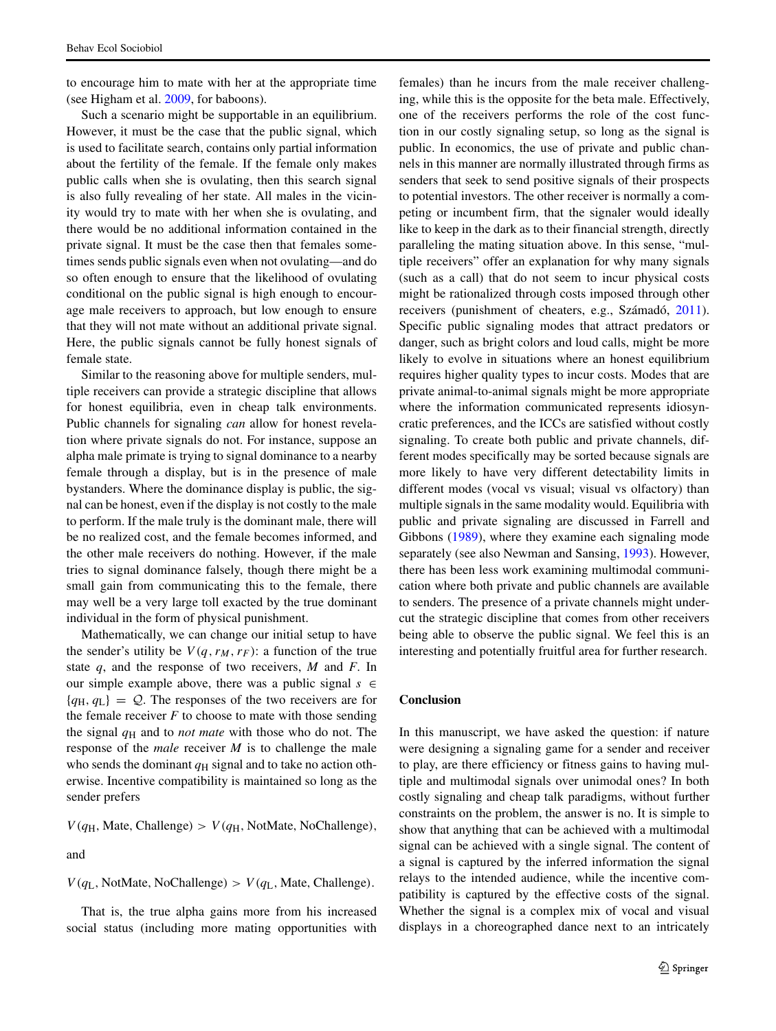to encourage him to mate with her at the appropriate time (see Higham et al. 2009, for baboons).

Such a scenario might be supportable in an equilibrium. However, it must be the case that the public signal, which is used to facilitate search, contains only partial information about the fertility of the female. If the female only makes public calls when she is ovulating, then this search signal is also fully revealing of her state. All males in the vicinity would try to mate with her when she is ovulating, and there would be no additional information contained in the private signal. It must be the case then that females sometimes sends public signals even when not ovulating—and do so often enough to ensure that the likelihood of ovulating conditional on the public signal is high enough to encourage male receivers to approach, but low enough to ensure that they will not mate without an additional private signal. Here, the public signals cannot be fully honest signals of female state.

Similar to the reasoning above for multiple senders, multiple receivers can provide a strategic discipline that allows for honest equilibria, even in cheap talk environments. Public channels for signaling *can* allow for honest revelation where private signals do not. For instance, suppose an alpha male primate is trying to signal dominance to a nearby female through a display, but is in the presence of male bystanders. Where the dominance display is public, the signal can be honest, even if the display is not costly to the male to perform. If the male truly is the dominant male, there will be no realized cost, and the female becomes informed, and the other male receivers do nothing. However, if the male tries to signal dominance falsely, though there might be a small gain from communicating this to the female, there may well be a very large toll exacted by the true dominant individual in the form of physical punishment.

Mathematically, we can change our initial setup to have the sender's utility be $V(q, r_M, r_F)$: a function of the true state $q$, and the response of two receivers, $M$ and $F$. In our simple example above, there was a public signal $s \in \{q_\mathrm{H}, q_\mathrm{L}\} = \mathcal{Q}$. The responses of the two receivers are for the female receiver $F$ to choose to mate with those sending the signal $q_\mathrm{H}$ and to *not mate* with those who do not. The response of the *male* receiver $M$ is to challenge the male who sends the dominant $q_\mathrm{H}$ signal and to take no action otherwise. Incentive compatibility is maintained so long as the sender prefers

$$V(q_\mathrm{H}, \text{Mate}, \text{Challenge}) > V(q_\mathrm{H}, \text{NotMate}, \text{NoChallenge}),$$

and

$$V(q_\mathrm{L}, \text{NotMate}, \text{NoChallenge}) > V(q_\mathrm{L}, \text{Mate}, \text{Challenge}).$$

That is, the true alpha gains more from his increased social status (including more mating opportunities with females) than he incurs from the male receiver challenging, while this is the opposite for the beta male. Effectively, one of the receivers performs the role of the cost function in our costly signaling setup, so long as the signal is public. In economics, the use of private and public channels in this manner are normally illustrated through firms as senders that seek to send positive signals of their prospects to potential investors. The other receiver is normally a competing or incumbent firm, that the signaler would ideally like to keep in the dark as to their financial strength, directly paralleling the mating situation above. In this sense, "multiple receivers" offer an explanation for why many signals (such as a call) that do not seem to incur physical costs might be rationalized through costs imposed through other receivers (punishment of cheaters, e.g., Számadó, 2011). Specific public signaling modes that attract predators or danger, such as bright colors and loud calls, might be more likely to evolve in situations where an honest equilibrium requires higher quality types to incur costs. Modes that are private animal-to-animal signals might be more appropriate where the information communicated represents idiosyncratic preferences, and the ICCs are satisfied without costly signaling. To create both public and private channels, different modes specifically may be sorted because signals are more likely to have very different detectability limits in different modes (vocal vs visual; visual vs olfactory) than multiple signals in the same modality would. Equilibria with public and private signaling are discussed in Farrell and Gibbons (1989), where they examine each signaling mode separately (see also Newman and Sansing, 1993). However, there has been less work examining multimodal communication where both private and public channels are available to senders. The presence of a private channels might undercut the strategic discipline that comes from other receivers being able to observe the public signal. We feel this is an interesting and potentially fruitful area for further research.

## Conclusion

In this manuscript, we have asked the question: if nature were designing a signaling game for a sender and receiver to play, are there efficiency or fitness gains to having multiple and multimodal signals over unimodal ones? In both costly signaling and cheap talk paradigms, without further constraints on the problem, the answer is no. It is simple to show that anything that can be achieved with a multimodal signal can be achieved with a single signal. The content of a signal is captured by the inferred information the signal relays to the intended audience, while the incentive compatibility is captured by the effective costs of the signal. Whether the signal is a complex mix of vocal and visual displays in a choreographed dance next to an intricately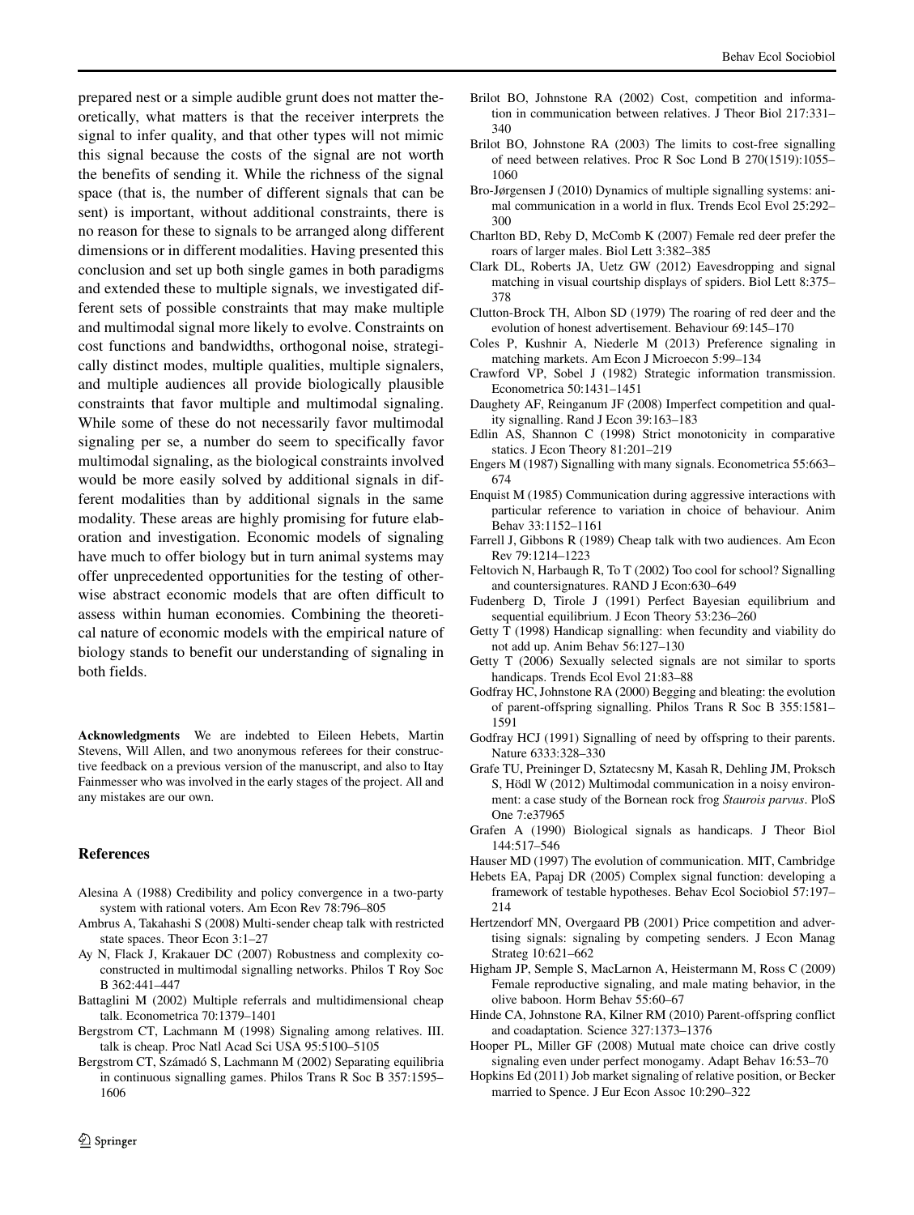prepared nest or a simple audible grunt does not matter theoretically, what matters is that the receiver interprets the signal to infer quality, and that other types will not mimic this signal because the costs of the signal are not worth the benefits of sending it. While the richness of the signal space (that is, the number of different signals that can be sent) is important, without additional constraints, there is no reason for these to signals to be arranged along different dimensions or in different modalities. Having presented this conclusion and set up both single games in both paradigms and extended these to multiple signals, we investigated different sets of possible constraints that may make multiple and multimodal signal more likely to evolve. Constraints on cost functions and bandwidths, orthogonal noise, strategically distinct modes, multiple qualities, multiple signalers, and multiple audiences all provide biologically plausible constraints that favor multiple and multimodal signaling. While some of these do not necessarily favor multimodal signaling per se, a number do seem to specifically favor multimodal signaling, as the biological constraints involved would be more easily solved by additional signals in different modalities than by additional signals in the same modality. These areas are highly promising for future elaboration and investigation. Economic models of signaling have much to offer biology but in turn animal systems may offer unprecedented opportunities for the testing of otherwise abstract economic models that are often difficult to assess within human economies. Combining the theoretical nature of economic models with the empirical nature of biology stands to benefit our understanding of signaling in both fields.

**Acknowledgments** We are indebted to Eileen Hebets, Martin Stevens, Will Allen, and two anonymous referees for their constructive feedback on a previous version of the manuscript, and also to Itay Fainmesser who was involved in the early stages of the project. All and any mistakes are our own.

## References

Alesina A (1988) Credibility and policy convergence in a two-party system with rational voters. Am Econ Rev 78:796–805

Ambrus A, Takahashi S (2008) Multi-sender cheap talk with restricted state spaces. Theor Econ 3:1–27

Ay N, Flack J, Krakauer DC (2007) Robustness and complexity co-constructed in multimodal signalling networks. Philos T Roy Soc B 362:441–447

Battaglini M (2002) Multiple referrals and multidimensional cheap talk. Econometrica 70:1379–1401

Bergstrom CT, Lachmann M (1998) Signaling among relatives. III. talk is cheap. Proc Natl Acad Sci USA 95:5100–5105

Bergstrom CT, Számadó S, Lachmann M (2002) Separating equilibria in continuous signalling games. Philos Trans R Soc B 357:1595–1606

Brilot BO, Johnstone RA (2002) Cost, competition and information in communication between relatives. J Theor Biol 217:331–340

Brilot BO, Johnstone RA (2003) The limits to cost-free signalling of need between relatives. Proc R Soc Lond B 270(1519):1055–1060

Bro-Jørgensen J (2010) Dynamics of multiple signalling systems: animal communication in a world in flux. Trends Ecol Evol 25:292–300

Charlton BD, Reby D, McComb K (2007) Female red deer prefer the roars of larger males. Biol Lett 3:382–385

Clark DL, Roberts JA, Uetz GW (2012) Eavesdropping and signal matching in visual courtship displays of spiders. Biol Lett 8:375–378

Clutton-Brock TH, Albon SD (1979) The roaring of red deer and the evolution of honest advertisement. Behaviour 69:145–170

Coles P, Kushnir A, Niederle M (2013) Preference signaling in matching markets. Am Econ J Microecon 5:99–134

Crawford VP, Sobel J (1982) Strategic information transmission. Econometrica 50:1431–1451

Daughety AF, Reinganum JF (2008) Imperfect competition and quality signalling. Rand J Econ 39:163–183

Edlin AS, Shannon C (1998) Strict monotonicity in comparative statics. J Econ Theory 81:201–219

Engers M (1987) Signalling with many signals. Econometrica 55:663–674

Enquist M (1985) Communication during aggressive interactions with particular reference to variation in choice of behaviour. Anim Behav 33:1152–1161

Farrell J, Gibbons R (1989) Cheap talk with two audiences. Am Econ Rev 79:1214–1223

Feltovich N, Harbaugh R, To T (2002) Too cool for school? Signalling and countersignatures. RAND J Econ:630–649

Fudenberg D, Tirole J (1991) Perfect Bayesian equilibrium and sequential equilibrium. J Econ Theory 53:236–260

Getty T (1998) Handicap signalling: when fecundity and viability do not add up. Anim Behav 56:127–130

Getty T (2006) Sexually selected signals are not similar to sports handicaps. Trends Ecol Evol 21:83–88

Godfray HC, Johnstone RA (2000) Begging and bleating: the evolution of parent-offspring signalling. Philos Trans R Soc B 355:1581–1591

Godfray HCJ (1991) Signalling of need by offspring to their parents. Nature 6333:328–330

Grafe TU, Preininger D, Sztatecsny M, Kasah R, Dehling JM, Proksch S, Hödl W (2012) Multimodal communication in a noisy environment: a case study of the Bornean rock frog *Staurois parvus*. PloS One 7:e37965

Grafen A (1990) Biological signals as handicaps. J Theor Biol 144:517–546

Hauser MD (1997) The evolution of communication. MIT, Cambridge

Hebets EA, Papaj DR (2005) Complex signal function: developing a framework of testable hypotheses. Behav Ecol Sociobiol 57:197–214

Hertzendorf MN, Overgaard PB (2001) Price competition and advertising signals: signaling by competing senders. J Econ Manag Strateg 10:621–662

Higham JP, Semple S, MacLarnon A, Heistermann M, Ross C (2009) Female reproductive signaling, and male mating behavior, in the olive baboon. Horm Behav 55:60–67

Hinde CA, Johnstone RA, Kilner RM (2010) Parent-offspring conflict and coadaptation. Science 327:1373–1376

Hooper PL, Miller GF (2008) Mutual mate choice can drive costly signaling even under perfect monogamy. Adapt Behav 16:53–70

Hopkins Ed (2011) Job market signaling of relative position, or Becker married to Spence. J Eur Econ Assoc 10:290–322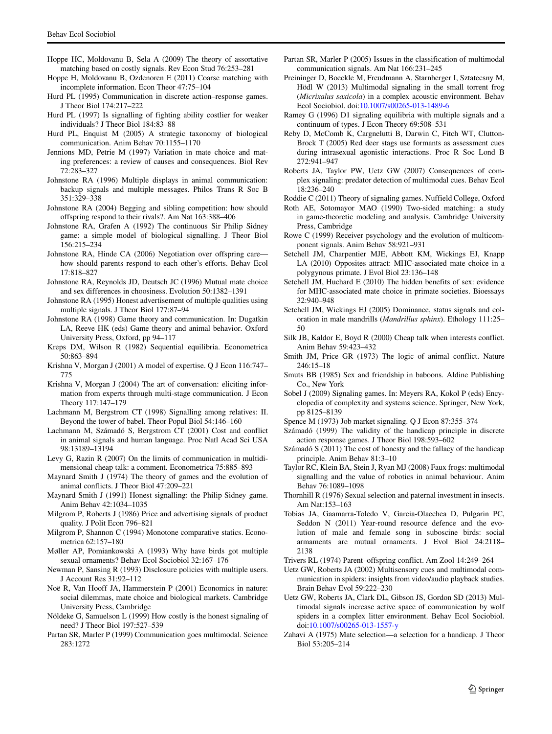Hoppe HC, Moldovanu B, Sela A (2009) The theory of assortative matching based on costly signals. Rev Econ Stud 76:253–281

Hoppe H, Moldovanu B, Ozdenoren E (2011) Coarse matching with incomplete information. Econ Theor 47:75–104

Hurd PL (1995) Communication in discrete action–response games. J Theor Biol 174:217–222

Hurd PL (1997) Is signalling of fighting ability costlier for weaker individuals? J Theor Biol 184:83–88

Hurd PL, Enquist M (2005) A strategic taxonomy of biological communication. Anim Behav 70:1155–1170

Jennions MD, Petrie M (1997) Variation in mate choice and mating preferences: a review of causes and consequences. Biol Rev 72:283–327

Johnstone RA (1996) Multiple displays in animal communication: backup signals and multiple messages. Philos Trans R Soc B 351:329–338

Johnstone RA (2004) Begging and sibling competition: how should offspring respond to their rivals?. Am Nat 163:388–406

Johnstone RA, Grafen A (1992) The continuous Sir Philip Sidney game: a simple model of biological signalling. J Theor Biol 156:215–234

Johnstone RA, Hinde CA (2006) Negotiation over offspring care—how should parents respond to each other's efforts. Behav Ecol 17:818–827

Johnstone RA, Reynolds JD, Deutsch JC (1996) Mutual mate choice and sex differences in choosiness. Evolution 50:1382–1391

Johnstone RA (1995) Honest advertisement of multiple qualities using multiple signals. J Theor Biol 177:87–94

Johnstone RA (1998) Game theory and communication. In: Dugatkin LA, Reeve HK (eds) Game theory and animal behavior. Oxford University Press, Oxford, pp 94–117

Kreps DM, Wilson R (1982) Sequential equilibria. Econometrica 50:863–894

Krishna V, Morgan J (2001) A model of expertise. Q J Econ 116:747–775

Krishna V, Morgan J (2004) The art of conversation: eliciting information from experts through multi-stage communication. J Econ Theory 117:147–179

Lachmann M, Bergstrom CT (1998) Signalling among relatives: II. Beyond the tower of babel. Theor Popul Biol 54:146–160

Lachmann M, Számadó S, Bergstrom CT (2001) Cost and conflict in animal signals and human language. Proc Natl Acad Sci USA 98:13189–13194

Levy G, Razin R (2007) On the limits of communication in multidimensional cheap talk: a comment. Econometrica 75:885–893

Maynard Smith J (1974) The theory of games and the evolution of animal conflicts. J Theor Biol 47:209–221

Maynard Smith J (1991) Honest signalling: the Philip Sidney game. Anim Behav 42:1034–1035

Milgrom P, Roberts J (1986) Price and advertising signals of product quality. J Polit Econ 796–821

Milgrom P, Shannon C (1994) Monotone comparative statics. Econometrica 62:157–180

Møller AP, Pomiankowski A (1993) Why have birds got multiple sexual ornaments? Behav Ecol Sociobiol 32:167–176

Newman P, Sansing R (1993) Disclosure policies with multiple users. J Account Res 31:92–112

Noë R, Van Hooff JA, Hammerstein P (2001) Economics in nature: social dilemmas, mate choice and biological markets. Cambridge University Press, Cambridge

Nöldeke G, Samuelson L (1999) How costly is the honest signaling of need? J Theor Biol 197:527–539

Partan SR, Marler P (1999) Communication goes multimodal. Science 283:1272

Partan SR, Marler P (2005) Issues in the classification of multimodal communication signals. Am Nat 166:231–245

Preininger D, Boeckle M, Freudmann A, Starnberger I, Sztatecsny M, Hödl W (2013) Multimodal signaling in the small torrent frog (*Micrixalus saxicola*) in a complex acoustic environment. Behav Ecol Sociobiol. doi:10.1007/s00265-013-1489-6

Ramey G (1996) D1 signaling equilibria with multiple signals and a continuum of types. J Econ Theory 69:508–531

Reby D, McComb K, Cargnelutti B, Darwin C, Fitch WT, Clutton-Brock T (2005) Red deer stags use formants as assessment cues during intrasexual agonistic interactions. Proc R Soc Lond B 272:941–947

Roberts JA, Taylor PW, Uetz GW (2007) Consequences of complex signaling: predator detection of multimodal cues. Behav Ecol 18:236–240

Roddie C (2011) Theory of signaling games. Nuffield College, Oxford

Roth AE, Sotomayor MAO (1990) Two-sided matching: a study in game-theoretic modeling and analysis. Cambridge University Press, Cambridge

Rowe C (1999) Receiver psychology and the evolution of multicomponent signals. Anim Behav 58:921–931

Setchell JM, Charpentier MJE, Abbott KM, Wickings EJ, Knapp LA (2010) Opposites attract: MHC-associated mate choice in a polygynous primate. J Evol Biol 23:136–148

Setchell JM, Huchard E (2010) The hidden benefits of sex: evidence for MHC-associated mate choice in primate societies. Bioessays 32:940–948

Setchell JM, Wickings EJ (2005) Dominance, status signals and coloration in male mandrills (*Mandrillus sphinx*). Ethology 111:25–50

Silk JB, Kaldor E, Boyd R (2000) Cheap talk when interests conflict. Anim Behav 59:423–432

Smith JM, Price GR (1973) The logic of animal conflict. Nature 246:15–18

Smuts BB (1985) Sex and friendship in baboons. Aldine Publishing Co., New York

Sobel J (2009) Signaling games. In: Meyers RA, Kokol P (eds) Encyclopedia of complexity and systems science. Springer, New York, pp 8125–8139

Spence M (1973) Job market signaling. Q J Econ 87:355–374

Számadó (1999) The validity of the handicap principle in discrete action response games. J Theor Biol 198:593–602

Számadó S (2011) The cost of honesty and the fallacy of the handicap principle. Anim Behav 81:3–10

Taylor RC, Klein BA, Stein J, Ryan MJ (2008) Faux frogs: multimodal signalling and the value of robotics in animal behaviour. Anim Behav 76:1089–1098

Thornhill R (1976) Sexual selection and paternal investment in insects. Am Nat:153–163

Tobias JA, Gaamarra-Toledo V, Garcia-Olaechea D, Pulgarin PC, Seddon N (2011) Year-round resource defence and the evolution of male and female song in suboscine birds: social armaments are mutual ornaments. J Evol Biol 24:2118–2138

Trivers RL (1974) Parent–offspring conflict. Am Zool 14:249–264

Uetz GW, Roberts JA (2002) Multisensory cues and multimodal communication in spiders: insights from video/audio playback studies. Brain Behav Evol 59:222–230

Uetz GW, Roberts JA, Clark DL, Gibson JS, Gordon SD (2013) Multimodal signals increase active space of communication by wolf spiders in a complex litter environment. Behav Ecol Sociobiol. doi:10.1007/s00265-013-1557-y

Zahavi A (1975) Mate selection—a selection for a handicap. J Theor Biol 53:205–214